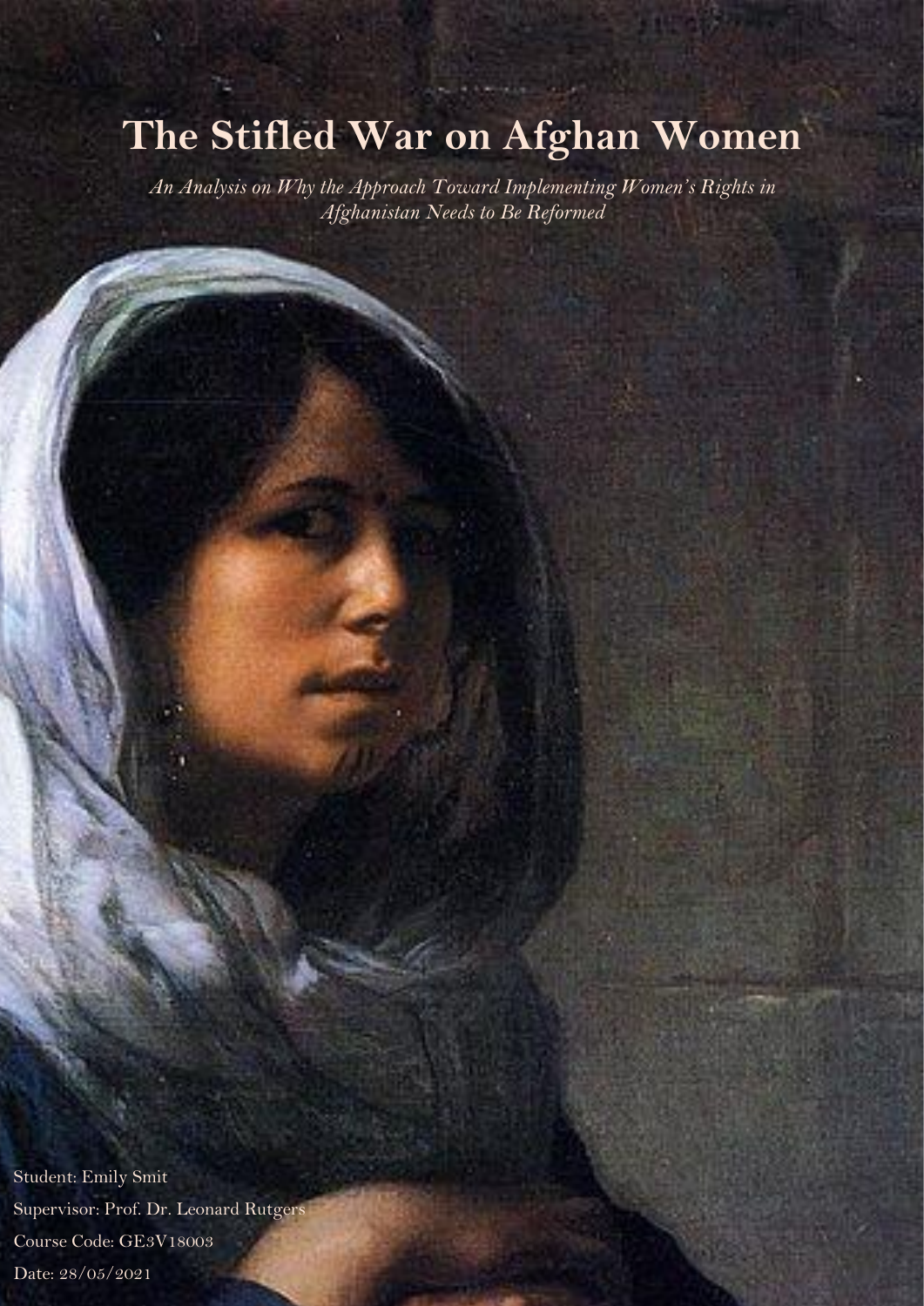# The Stifled War on Afghan Women

*An Analysis on Why the Approach Toward Implementing Women's Rights in Afghanistan Needs to Be Reformed*

Student: Emily Smit

Supervisor: Prof. Dr. Leonard Rutgers

Course Code: GE3V18003

Date: 28/05/2021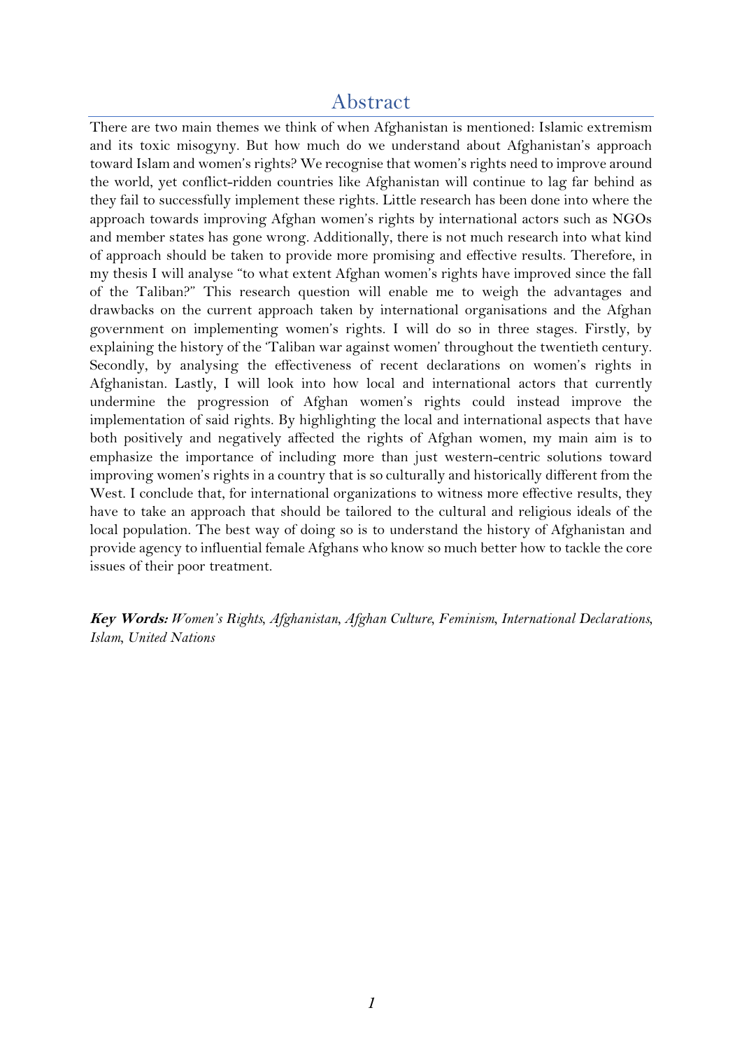# Abstract

There are two main themes we think of when Afghanistan is mentioned: Islamic extremism and its toxic misogyny. But how much do we understand about Afghanistan's approach toward Islam and women's rights? We recognise that women's rights need to improve around the world, yet conflict-ridden countries like Afghanistan will continue to lag far behind as they fail to successfully implement these rights. Little research has been done into where the approach towards improving Afghan women's rights by international actors such as NGOs and member states has gone wrong. Additionally, there is not much research into what kind of approach should be taken to provide more promising and effective results. Therefore, in my thesis I will analyse "to what extent Afghan women's rights have improved since the fall of the Taliban?" This research question will enable me to weigh the advantages and drawbacks on the current approach taken by international organisations and the Afghan government on implementing women's rights. I will do so in three stages. Firstly, by explaining the history of the 'Taliban war against women' throughout the twentieth century. Secondly, by analysing the effectiveness of recent declarations on women's rights in Afghanistan. Lastly, I will look into how local and international actors that currently undermine the progression of Afghan women's rights could instead improve the implementation of said rights. By highlighting the local and international aspects that have both positively and negatively affected the rights of Afghan women, my main aim is to emphasize the importance of including more than just western-centric solutions toward improving women's rights in a country that is so culturally and historically different from the West. I conclude that, for international organizations to witness more effective results, they have to take an approach that should be tailored to the cultural and religious ideals of the local population. The best way of doing so is to understand the history of Afghanistan and provide agency to influential female Afghans who know so much better how to tackle the core issues of their poor treatment.

***Key Words:*** *Women's Rights, Afghanistan, Afghan Culture, Feminism, International Declarations, Islam, United Nations*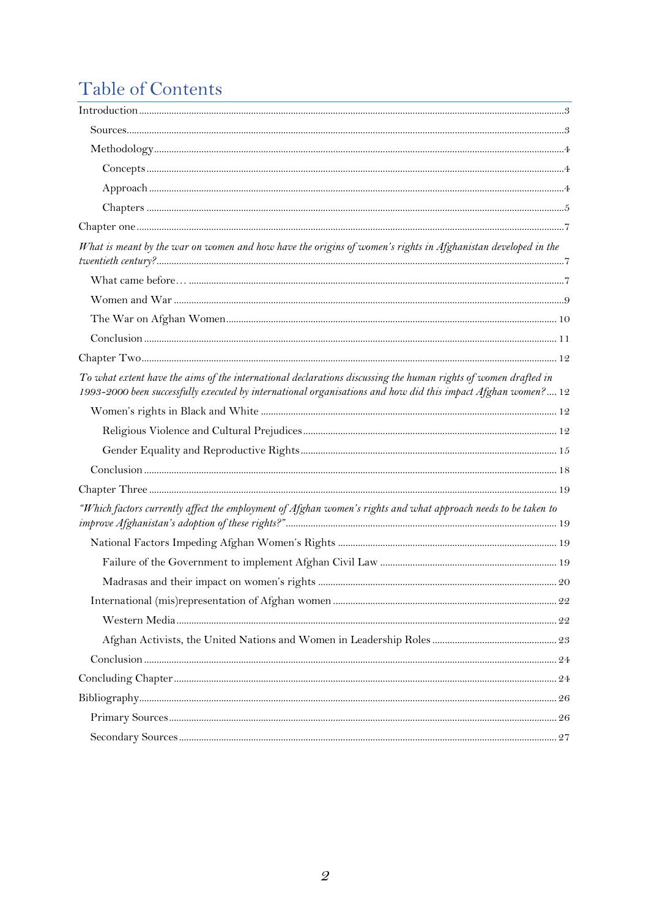# Table of Contents

Introduction ........ 3

- Sources ........ 3
- Methodology ........ 4
  - Concepts ........ 4
  - Approach ........ 4
  - Chapters ........ 5

Chapter one ........ 7

*What is meant by the war on women and how have the origins of women's rights in Afghanistan developed in the twentieth century?* ........ 7

- What came before… ........ 7
- Women and War ........ 9
- The War on Afghan Women ........ 10
- Conclusion ........ 11

Chapter Two ........ 12

*To what extent have the aims of the international declarations discussing the human rights of women drafted in 1993-2000 been successfully executed by international organisations and how did this impact Afghan women?* ........ 12

- Women's rights in Black and White ........ 12
  - Religious Violence and Cultural Prejudices ........ 12
  - Gender Equality and Reproductive Rights ........ 15
- Conclusion ........ 18

Chapter Three ........ 19

*"Which factors currently affect the employment of Afghan women's rights and what approach needs to be taken to improve Afghanistan's adoption of these rights?"* ........ 19

- National Factors Impeding Afghan Women's Rights ........ 19
  - Failure of the Government to implement Afghan Civil Law ........ 19
  - Madrasas and their impact on women's rights ........ 20
- International (mis)representation of Afghan women ........ 22
  - Western Media ........ 22
  - Afghan Activists, the United Nations and Women in Leadership Roles ........ 23
- Conclusion ........ 24

Concluding Chapter ........ 24

Bibliography ........ 26

- Primary Sources ........ 26
- Secondary Sources ........ 27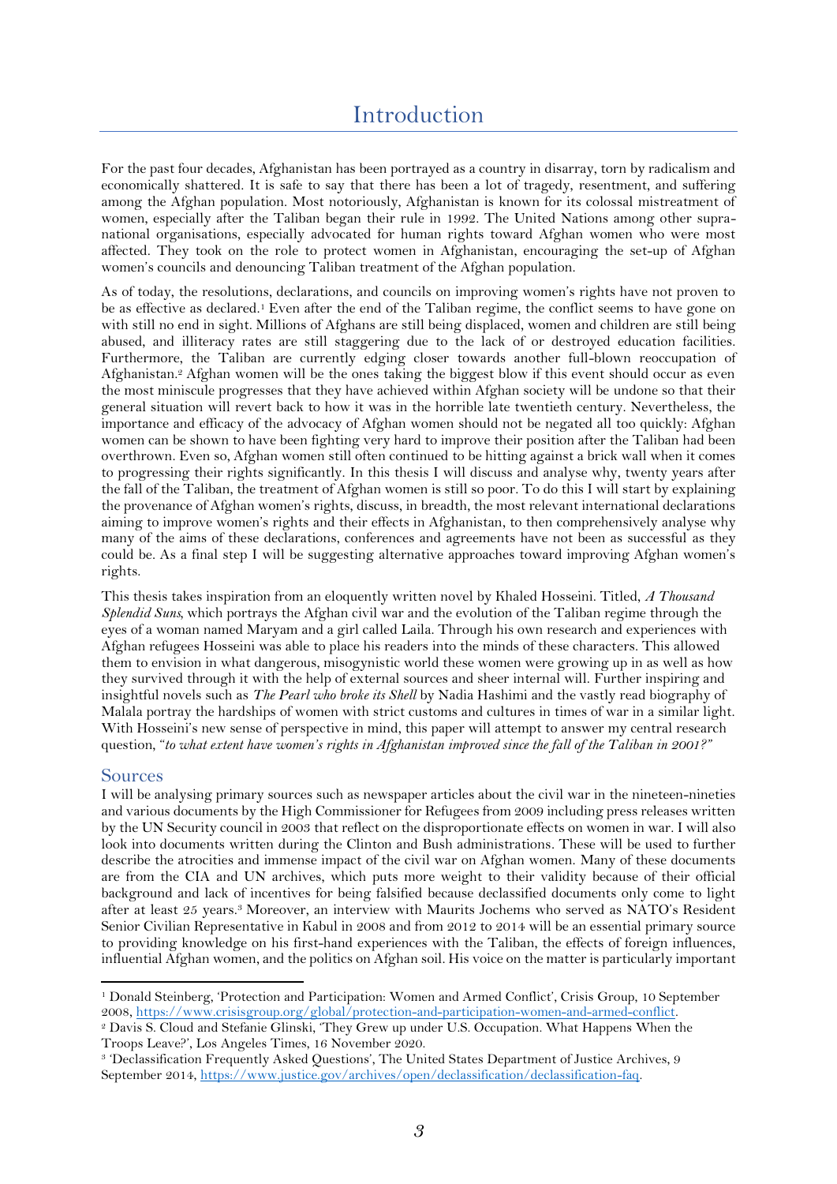# Introduction

For the past four decades, Afghanistan has been portrayed as a country in disarray, torn by radicalism and economically shattered. It is safe to say that there has been a lot of tragedy, resentment, and suffering among the Afghan population. Most notoriously, Afghanistan is known for its colossal mistreatment of women, especially after the Taliban began their rule in 1992. The United Nations among other supra-national organisations, especially advocated for human rights toward Afghan women who were most affected. They took on the role to protect women in Afghanistan, encouraging the set-up of Afghan women's councils and denouncing Taliban treatment of the Afghan population.

As of today, the resolutions, declarations, and councils on improving women's rights have not proven to be as effective as declared.[1] Even after the end of the Taliban regime, the conflict seems to have gone on with still no end in sight. Millions of Afghans are still being displaced, women and children are still being abused, and illiteracy rates are still staggering due to the lack of or destroyed education facilities. Furthermore, the Taliban are currently edging closer towards another full-blown reoccupation of Afghanistan.[2] Afghan women will be the ones taking the biggest blow if this event should occur as even the most miniscule progresses that they have achieved within Afghan society will be undone so that their general situation will revert back to how it was in the horrible late twentieth century. Nevertheless, the importance and efficacy of the advocacy of Afghan women should not be negated all too quickly: Afghan women can be shown to have been fighting very hard to improve their position after the Taliban had been overthrown. Even so, Afghan women still often continued to be hitting against a brick wall when it comes to progressing their rights significantly. In this thesis I will discuss and analyse why, twenty years after the fall of the Taliban, the treatment of Afghan women is still so poor. To do this I will start by explaining the provenance of Afghan women's rights, discuss, in breadth, the most relevant international declarations aiming to improve women's rights and their effects in Afghanistan, to then comprehensively analyse why many of the aims of these declarations, conferences and agreements have not been as successful as they could be. As a final step I will be suggesting alternative approaches toward improving Afghan women's rights.

This thesis takes inspiration from an eloquently written novel by Khaled Hosseini. Titled, *A Thousand Splendid Suns*, which portrays the Afghan civil war and the evolution of the Taliban regime through the eyes of a woman named Maryam and a girl called Laila. Through his own research and experiences with Afghan refugees Hosseini was able to place his readers into the minds of these characters. This allowed them to envision in what dangerous, misogynistic world these women were growing up in as well as how they survived through it with the help of external sources and sheer internal will. Further inspiring and insightful novels such as *The Pearl who broke its Shell* by Nadia Hashimi and the vastly read biography of Malala portray the hardships of women with strict customs and cultures in times of war in a similar light. With Hosseini's new sense of perspective in mind, this paper will attempt to answer my central research question, *"to what extent have women's rights in Afghanistan improved since the fall of the Taliban in 2001?"*

## Sources

I will be analysing primary sources such as newspaper articles about the civil war in the nineteen-nineties and various documents by the High Commissioner for Refugees from 2009 including press releases written by the UN Security council in 2003 that reflect on the disproportionate effects on women in war. I will also look into documents written during the Clinton and Bush administrations. These will be used to further describe the atrocities and immense impact of the civil war on Afghan women. Many of these documents are from the CIA and UN archives, which puts more weight to their validity because of their official background and lack of incentives for being falsified because declassified documents only come to light after at least 25 years.[3] Moreover, an interview with Maurits Jochems who served as NATO's Resident Senior Civilian Representative in Kabul in 2008 and from 2012 to 2014 will be an essential primary source to providing knowledge on his first-hand experiences with the Taliban, the effects of foreign influences, influential Afghan women, and the politics on Afghan soil. His voice on the matter is particularly important

---

[1] Donald Steinberg, 'Protection and Participation: Women and Armed Conflict', Crisis Group, 10 September 2008, https://www.crisisgroup.org/global/protection-and-participation-women-and-armed-conflict.

[2] Davis S. Cloud and Stefanie Glinski, 'They Grew up under U.S. Occupation. What Happens When the Troops Leave?', Los Angeles Times, 16 November 2020.

[3] 'Declassification Frequently Asked Questions', The United States Department of Justice Archives, 9 September 2014, https://www.justice.gov/archives/open/declassification/declassification-faq.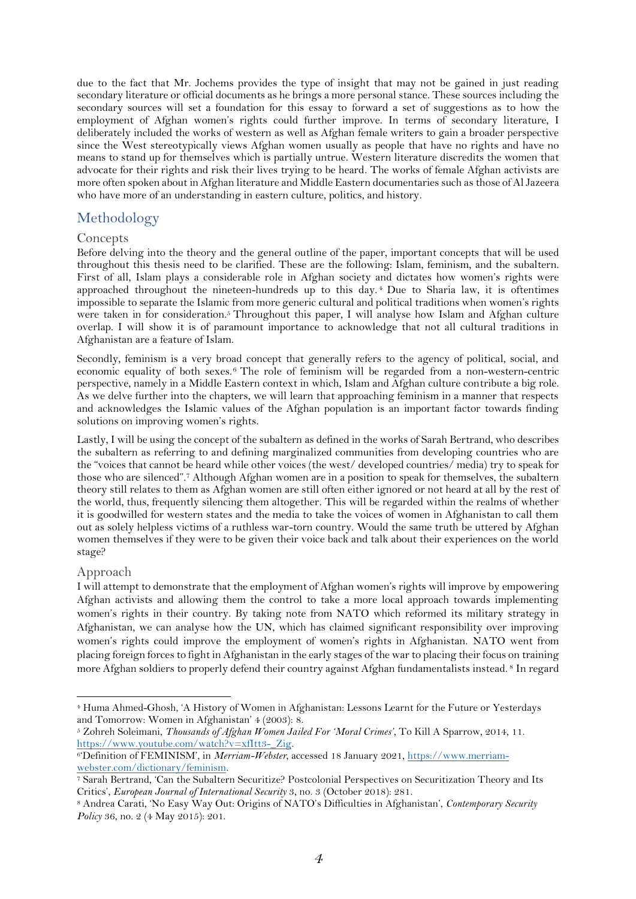due to the fact that Mr. Jochems provides the type of insight that may not be gained in just reading secondary literature or official documents as he brings a more personal stance. These sources including the secondary sources will set a foundation for this essay to forward a set of suggestions as to how the employment of Afghan women's rights could further improve. In terms of secondary literature, I deliberately included the works of western as well as Afghan female writers to gain a broader perspective since the West stereotypically views Afghan women usually as people that have no rights and have no means to stand up for themselves which is partially untrue. Western literature discredits the women that advocate for their rights and risk their lives trying to be heard. The works of female Afghan activists are more often spoken about in Afghan literature and Middle Eastern documentaries such as those of Al Jazeera who have more of an understanding in eastern culture, politics, and history.

## Methodology

### Concepts

Before delving into the theory and the general outline of the paper, important concepts that will be used throughout this thesis need to be clarified. These are the following: Islam, feminism, and the subaltern. First of all, Islam plays a considerable role in Afghan society and dictates how women's rights were approached throughout the nineteen-hundreds up to this day.[4] Due to Sharia law, it is oftentimes impossible to separate the Islamic from more generic cultural and political traditions when women's rights were taken in for consideration.[5] Throughout this paper, I will analyse how Islam and Afghan culture overlap. I will show it is of paramount importance to acknowledge that not all cultural traditions in Afghanistan are a feature of Islam.

Secondly, feminism is a very broad concept that generally refers to the agency of political, social, and economic equality of both sexes.[6] The role of feminism will be regarded from a non-western-centric perspective, namely in a Middle Eastern context in which, Islam and Afghan culture contribute a big role. As we delve further into the chapters, we will learn that approaching feminism in a manner that respects and acknowledges the Islamic values of the Afghan population is an important factor towards finding solutions on improving women's rights.

Lastly, I will be using the concept of the subaltern as defined in the works of Sarah Bertrand, who describes the subaltern as referring to and defining marginalized communities from developing countries who are the "voices that cannot be heard while other voices (the west/ developed countries/ media) try to speak for those who are silenced".[7] Although Afghan women are in a position to speak for themselves, the subaltern theory still relates to them as Afghan women are still often either ignored or not heard at all by the rest of the world, thus, frequently silencing them altogether. This will be regarded within the realms of whether it is goodwilled for western states and the media to take the voices of women in Afghanistan to call them out as solely helpless victims of a ruthless war-torn country. Would the same truth be uttered by Afghan women themselves if they were to be given their voice back and talk about their experiences on the world stage?

### Approach

I will attempt to demonstrate that the employment of Afghan women's rights will improve by empowering Afghan activists and allowing them the control to take a more local approach towards implementing women's rights in their country. By taking note from NATO which reformed its military strategy in Afghanistan, we can analyse how the UN, which has claimed significant responsibility over improving women's rights could improve the employment of women's rights in Afghanistan. NATO went from placing foreign forces to fight in Afghanistan in the early stages of the war to placing their focus on training more Afghan soldiers to properly defend their country against Afghan fundamentalists instead.[8] In regard

---

[4] Huma Ahmed-Ghosh, 'A History of Women in Afghanistan: Lessons Learnt for the Future or Yesterdays and Tomorrow: Women in Afghanistan' 4 (2003): 8.

[5] Zohreh Soleimani, *Thousands of Afghan Women Jailed For 'Moral Crimes'*, To Kill A Sparrow, 2014, 11. https://www.youtube.com/watch?v=xfItt3-_Zig.

[6] 'Definition of FEMINISM', in *Merriam-Webster*, accessed 18 January 2021, https://www.merriam-webster.com/dictionary/feminism.

[7] Sarah Bertrand, 'Can the Subaltern Securitize? Postcolonial Perspectives on Securitization Theory and Its Critics', *European Journal of International Security* 3, no. 3 (October 2018): 281.

[8] Andrea Carati, 'No Easy Way Out: Origins of NATO's Difficulties in Afghanistan', *Contemporary Security Policy* 36, no. 2 (4 May 2015): 201.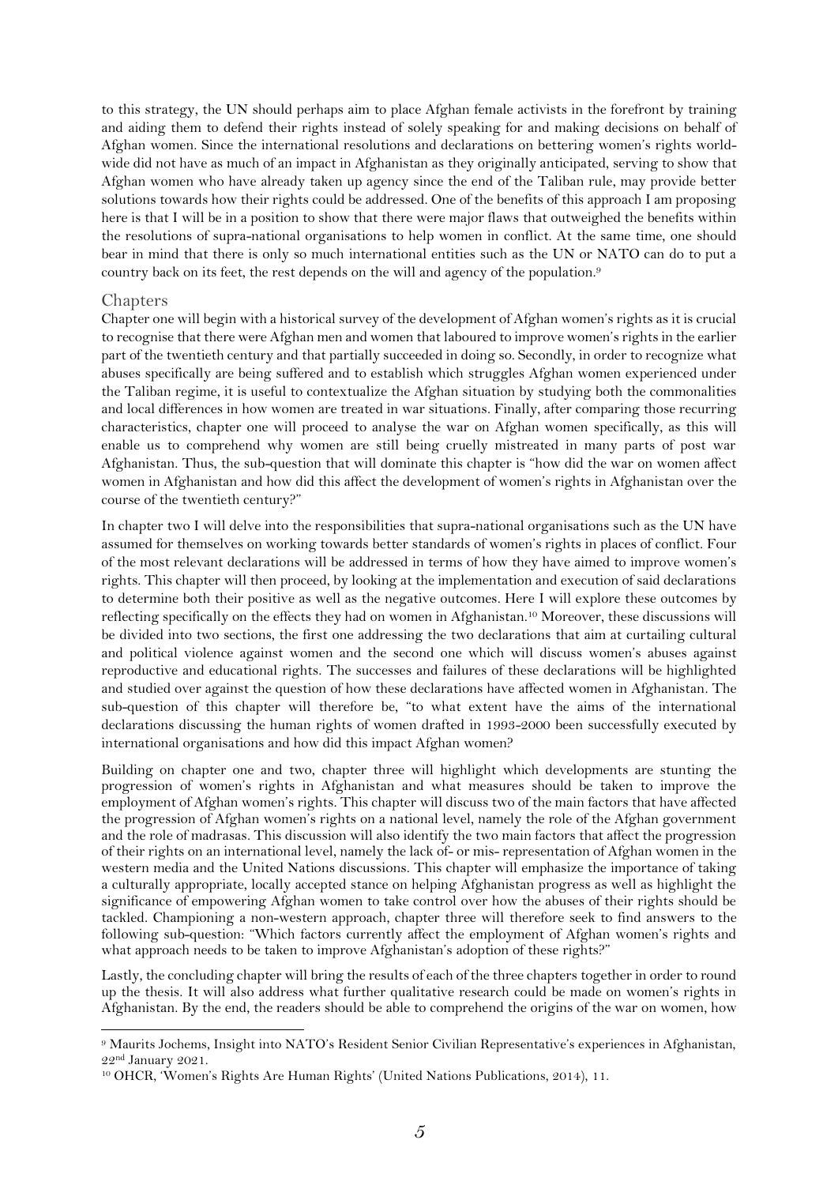to this strategy, the UN should perhaps aim to place Afghan female activists in the forefront by training and aiding them to defend their rights instead of solely speaking for and making decisions on behalf of Afghan women. Since the international resolutions and declarations on bettering women's rights world-wide did not have as much of an impact in Afghanistan as they originally anticipated, serving to show that Afghan women who have already taken up agency since the end of the Taliban rule, may provide better solutions towards how their rights could be addressed. One of the benefits of this approach I am proposing here is that I will be in a position to show that there were major flaws that outweighed the benefits within the resolutions of supra-national organisations to help women in conflict. At the same time, one should bear in mind that there is only so much international entities such as the UN or NATO can do to put a country back on its feet, the rest depends on the will and agency of the population.[9]

## Chapters

Chapter one will begin with a historical survey of the development of Afghan women's rights as it is crucial to recognise that there were Afghan men and women that laboured to improve women's rights in the earlier part of the twentieth century and that partially succeeded in doing so. Secondly, in order to recognize what abuses specifically are being suffered and to establish which struggles Afghan women experienced under the Taliban regime, it is useful to contextualize the Afghan situation by studying both the commonalities and local differences in how women are treated in war situations. Finally, after comparing those recurring characteristics, chapter one will proceed to analyse the war on Afghan women specifically, as this will enable us to comprehend why women are still being cruelly mistreated in many parts of post war Afghanistan. Thus, the sub-question that will dominate this chapter is "how did the war on women affect women in Afghanistan and how did this affect the development of women's rights in Afghanistan over the course of the twentieth century?"

In chapter two I will delve into the responsibilities that supra-national organisations such as the UN have assumed for themselves on working towards better standards of women's rights in places of conflict. Four of the most relevant declarations will be addressed in terms of how they have aimed to improve women's rights. This chapter will then proceed, by looking at the implementation and execution of said declarations to determine both their positive as well as the negative outcomes. Here I will explore these outcomes by reflecting specifically on the effects they had on women in Afghanistan.[10] Moreover, these discussions will be divided into two sections, the first one addressing the two declarations that aim at curtailing cultural and political violence against women and the second one which will discuss women's abuses against reproductive and educational rights. The successes and failures of these declarations will be highlighted and studied over against the question of how these declarations have affected women in Afghanistan. The sub-question of this chapter will therefore be, "to what extent have the aims of the international declarations discussing the human rights of women drafted in 1993-2000 been successfully executed by international organisations and how did this impact Afghan women?

Building on chapter one and two, chapter three will highlight which developments are stunting the progression of women's rights in Afghanistan and what measures should be taken to improve the employment of Afghan women's rights. This chapter will discuss two of the main factors that have affected the progression of Afghan women's rights on a national level, namely the role of the Afghan government and the role of madrasas. This discussion will also identify the two main factors that affect the progression of their rights on an international level, namely the lack of- or mis- representation of Afghan women in the western media and the United Nations discussions. This chapter will emphasize the importance of taking a culturally appropriate, locally accepted stance on helping Afghanistan progress as well as highlight the significance of empowering Afghan women to take control over how the abuses of their rights should be tackled. Championing a non-western approach, chapter three will therefore seek to find answers to the following sub-question: "Which factors currently affect the employment of Afghan women's rights and what approach needs to be taken to improve Afghanistan's adoption of these rights?"

Lastly, the concluding chapter will bring the results of each of the three chapters together in order to round up the thesis. It will also address what further qualitative research could be made on women's rights in Afghanistan. By the end, the readers should be able to comprehend the origins of the war on women, how

---

[9] Maurits Jochems, Insight into NATO's Resident Senior Civilian Representative's experiences in Afghanistan, 22nd January 2021.

[10] OHCR, 'Women's Rights Are Human Rights' (United Nations Publications, 2014), 11.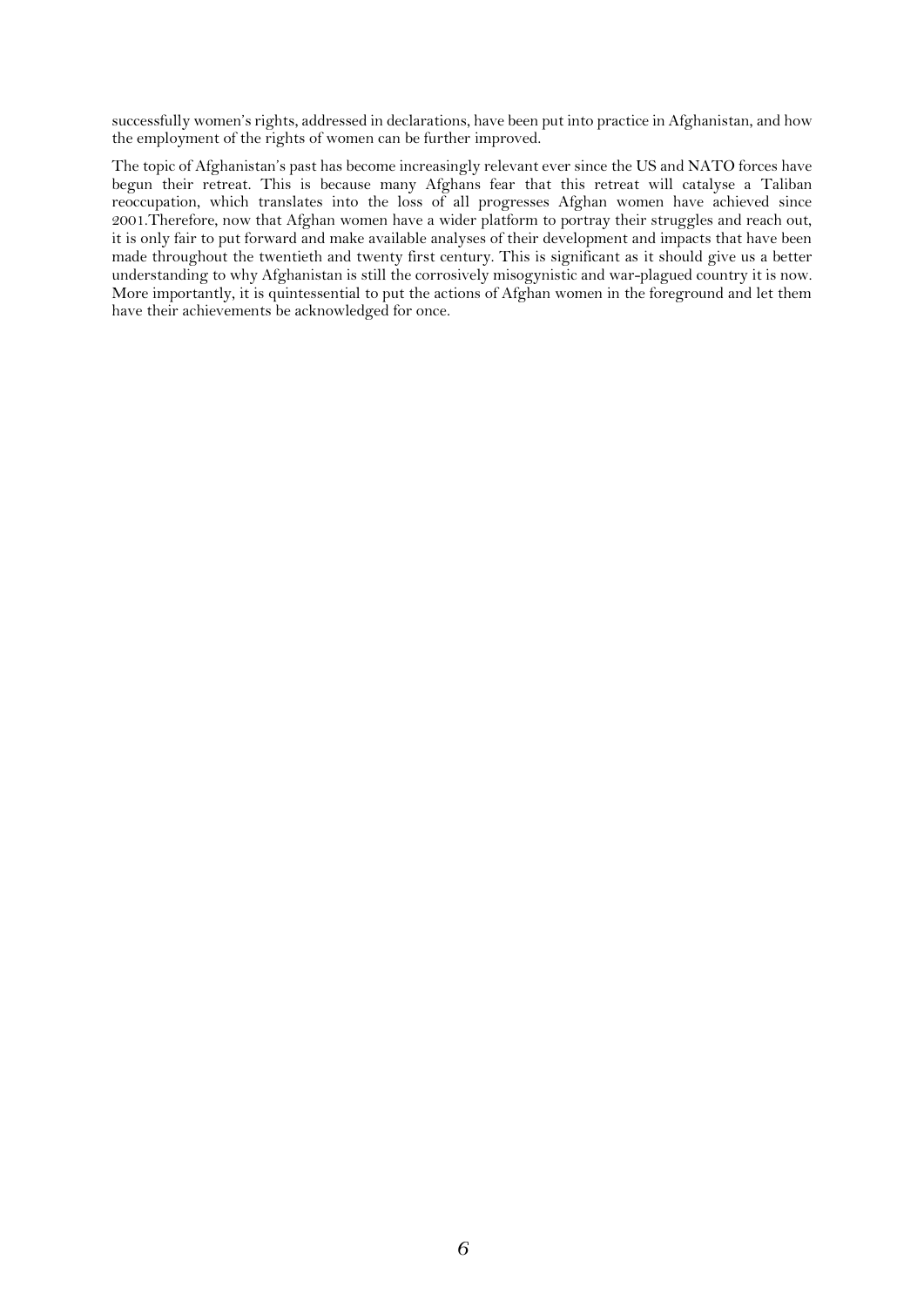successfully women's rights, addressed in declarations, have been put into practice in Afghanistan, and how the employment of the rights of women can be further improved.

The topic of Afghanistan's past has become increasingly relevant ever since the US and NATO forces have begun their retreat. This is because many Afghans fear that this retreat will catalyse a Taliban reoccupation, which translates into the loss of all progresses Afghan women have achieved since 2001.Therefore, now that Afghan women have a wider platform to portray their struggles and reach out, it is only fair to put forward and make available analyses of their development and impacts that have been made throughout the twentieth and twenty first century. This is significant as it should give us a better understanding to why Afghanistan is still the corrosively misogynistic and war-plagued country it is now. More importantly, it is quintessential to put the actions of Afghan women in the foreground and let them have their achievements be acknowledged for once.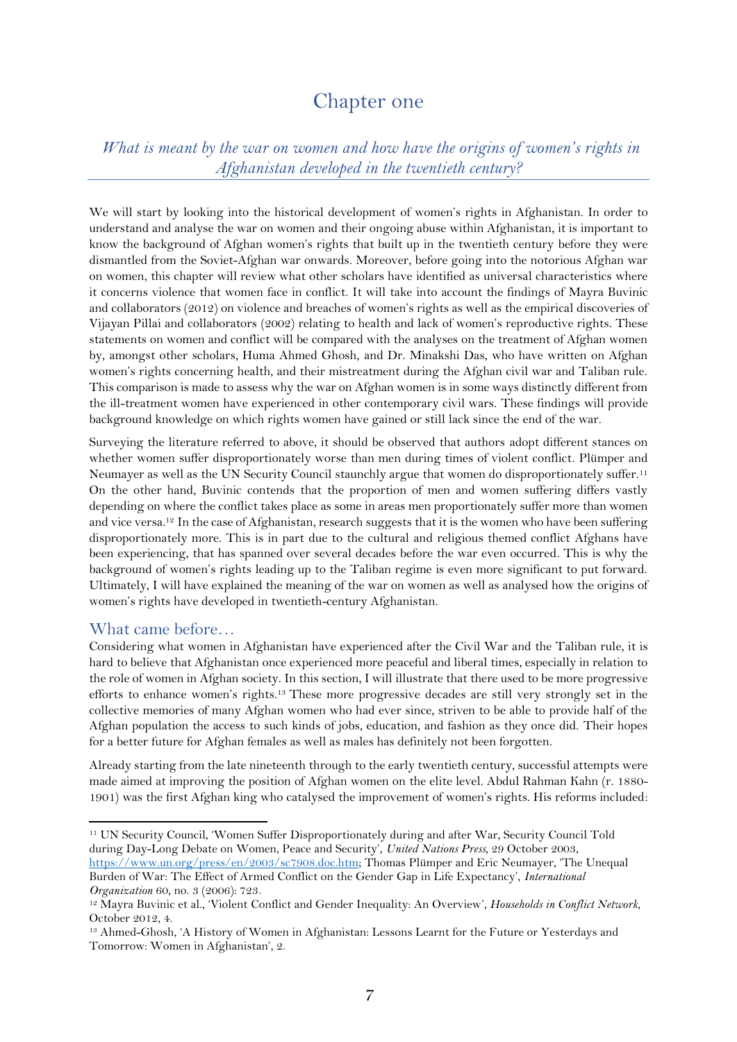# Chapter one

*What is meant by the war on women and how have the origins of women's rights in Afghanistan developed in the twentieth century?*

We will start by looking into the historical development of women's rights in Afghanistan. In order to understand and analyse the war on women and their ongoing abuse within Afghanistan, it is important to know the background of Afghan women's rights that built up in the twentieth century before they were dismantled from the Soviet-Afghan war onwards. Moreover, before going into the notorious Afghan war on women, this chapter will review what other scholars have identified as universal characteristics where it concerns violence that women face in conflict. It will take into account the findings of Mayra Buvinic and collaborators (2012) on violence and breaches of women's rights as well as the empirical discoveries of Vijayan Pillai and collaborators (2002) relating to health and lack of women's reproductive rights. These statements on women and conflict will be compared with the analyses on the treatment of Afghan women by, amongst other scholars, Huma Ahmed Ghosh, and Dr. Minakshi Das, who have written on Afghan women's rights concerning health, and their mistreatment during the Afghan civil war and Taliban rule. This comparison is made to assess why the war on Afghan women is in some ways distinctly different from the ill-treatment women have experienced in other contemporary civil wars. These findings will provide background knowledge on which rights women have gained or still lack since the end of the war.

Surveying the literature referred to above, it should be observed that authors adopt different stances on whether women suffer disproportionately worse than men during times of violent conflict. Plümper and Neumayer as well as the UN Security Council staunchly argue that women do disproportionately suffer.[11] On the other hand, Buvinic contends that the proportion of men and women suffering differs vastly depending on where the conflict takes place as some in areas men proportionately suffer more than women and vice versa.[12] In the case of Afghanistan, research suggests that it is the women who have been suffering disproportionately more. This is in part due to the cultural and religious themed conflict Afghans have been experiencing, that has spanned over several decades before the war even occurred. This is why the background of women's rights leading up to the Taliban regime is even more significant to put forward. Ultimately, I will have explained the meaning of the war on women as well as analysed how the origins of women's rights have developed in twentieth-century Afghanistan.

## What came before…

Considering what women in Afghanistan have experienced after the Civil War and the Taliban rule, it is hard to believe that Afghanistan once experienced more peaceful and liberal times, especially in relation to the role of women in Afghan society. In this section, I will illustrate that there used to be more progressive efforts to enhance women's rights.[13] These more progressive decades are still very strongly set in the collective memories of many Afghan women who had ever since, striven to be able to provide half of the Afghan population the access to such kinds of jobs, education, and fashion as they once did. Their hopes for a better future for Afghan females as well as males has definitely not been forgotten.

Already starting from the late nineteenth through to the early twentieth century, successful attempts were made aimed at improving the position of Afghan women on the elite level. Abdul Rahman Kahn (r. 1880-1901) was the first Afghan king who catalysed the improvement of women's rights. His reforms included:

---

[11] UN Security Council, 'Women Suffer Disproportionately during and after War, Security Council Told during Day-Long Debate on Women, Peace and Security', *United Nations Press*, 29 October 2003, https://www.un.org/press/en/2003/sc7908.doc.htm; Thomas Plümper and Eric Neumayer, 'The Unequal Burden of War: The Effect of Armed Conflict on the Gender Gap in Life Expectancy', *International Organization* 60, no. 3 (2006): 723.

[12] Mayra Buvinic et al., 'Violent Conflict and Gender Inequality: An Overview', *Households in Conflict Network*, October 2012, 4.

[13] Ahmed-Ghosh, 'A History of Women in Afghanistan: Lessons Learnt for the Future or Yesterdays and Tomorrow: Women in Afghanistan', 2.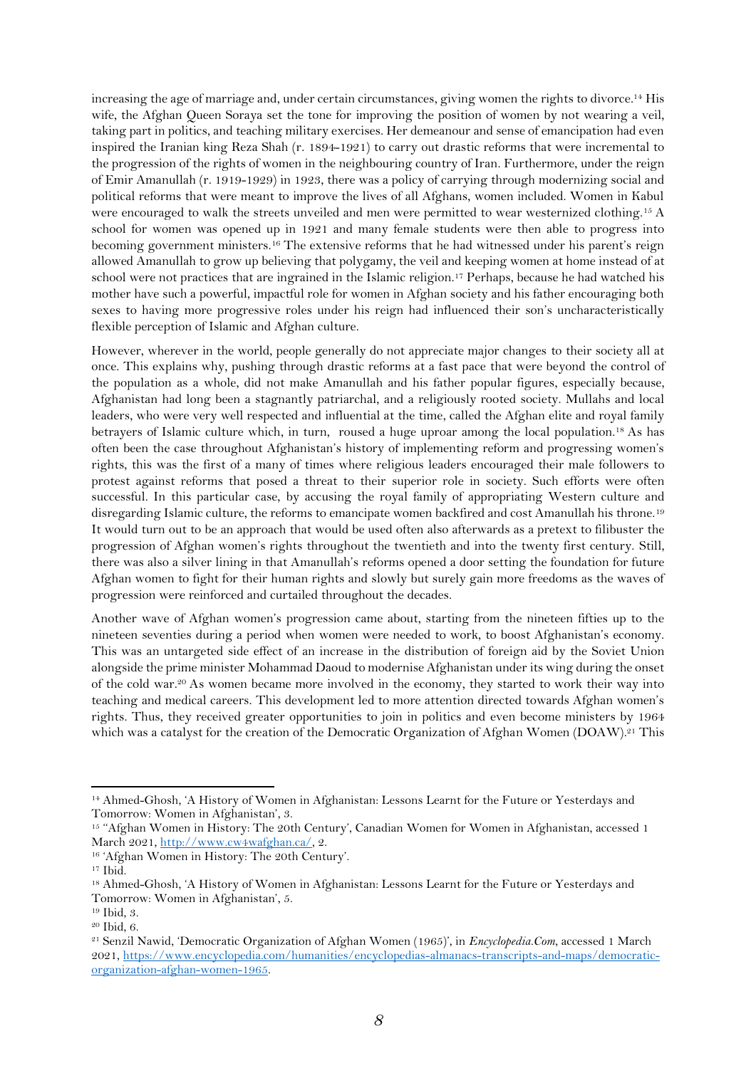increasing the age of marriage and, under certain circumstances, giving women the rights to divorce.[14] His wife, the Afghan Queen Soraya set the tone for improving the position of women by not wearing a veil, taking part in politics, and teaching military exercises. Her demeanour and sense of emancipation had even inspired the Iranian king Reza Shah (r. 1894-1921) to carry out drastic reforms that were incremental to the progression of the rights of women in the neighbouring country of Iran. Furthermore, under the reign of Emir Amanullah (r. 1919-1929) in 1923, there was a policy of carrying through modernizing social and political reforms that were meant to improve the lives of all Afghans, women included. Women in Kabul were encouraged to walk the streets unveiled and men were permitted to wear westernized clothing.[15] A school for women was opened up in 1921 and many female students were then able to progress into becoming government ministers.[16] The extensive reforms that he had witnessed under his parent's reign allowed Amanullah to grow up believing that polygamy, the veil and keeping women at home instead of at school were not practices that are ingrained in the Islamic religion.[17] Perhaps, because he had watched his mother have such a powerful, impactful role for women in Afghan society and his father encouraging both sexes to having more progressive roles under his reign had influenced their son's uncharacteristically flexible perception of Islamic and Afghan culture.

However, wherever in the world, people generally do not appreciate major changes to their society all at once. This explains why, pushing through drastic reforms at a fast pace that were beyond the control of the population as a whole, did not make Amanullah and his father popular figures, especially because, Afghanistan had long been a stagnantly patriarchal, and a religiously rooted society. Mullahs and local leaders, who were very well respected and influential at the time, called the Afghan elite and royal family betrayers of Islamic culture which, in turn, roused a huge uproar among the local population.[18] As has often been the case throughout Afghanistan's history of implementing reform and progressing women's rights, this was the first of a many of times where religious leaders encouraged their male followers to protest against reforms that posed a threat to their superior role in society. Such efforts were often successful. In this particular case, by accusing the royal family of appropriating Western culture and disregarding Islamic culture, the reforms to emancipate women backfired and cost Amanullah his throne.[19] It would turn out to be an approach that would be used often also afterwards as a pretext to filibuster the progression of Afghan women's rights throughout the twentieth and into the twenty first century. Still, there was also a silver lining in that Amanullah's reforms opened a door setting the foundation for future Afghan women to fight for their human rights and slowly but surely gain more freedoms as the waves of progression were reinforced and curtailed throughout the decades.

Another wave of Afghan women's progression came about, starting from the nineteen fifties up to the nineteen seventies during a period when women were needed to work, to boost Afghanistan's economy. This was an untargeted side effect of an increase in the distribution of foreign aid by the Soviet Union alongside the prime minister Mohammad Daoud to modernise Afghanistan under its wing during the onset of the cold war.[20] As women became more involved in the economy, they started to work their way into teaching and medical careers. This development led to more attention directed towards Afghan women's rights. Thus, they received greater opportunities to join in politics and even become ministers by 1964 which was a catalyst for the creation of the Democratic Organization of Afghan Women (DOAW).[21] This

---

[14] Ahmed-Ghosh, 'A History of Women in Afghanistan: Lessons Learnt for the Future or Yesterdays and Tomorrow: Women in Afghanistan', 3.

[15] "Afghan Women in History: The 20th Century', Canadian Women for Women in Afghanistan, accessed 1 March 2021, http://www.cw4wafghan.ca/, 2.

[16] 'Afghan Women in History: The 20th Century'.

[17] Ibid.

[18] Ahmed-Ghosh, 'A History of Women in Afghanistan: Lessons Learnt for the Future or Yesterdays and Tomorrow: Women in Afghanistan', 5.

[19] Ibid, 3.

[20] Ibid, 6.

[21] Senzil Nawid, 'Democratic Organization of Afghan Women (1965)', in *Encyclopedia.Com*, accessed 1 March 2021, https://www.encyclopedia.com/humanities/encyclopedias-almanacs-transcripts-and-maps/democratic-organization-afghan-women-1965.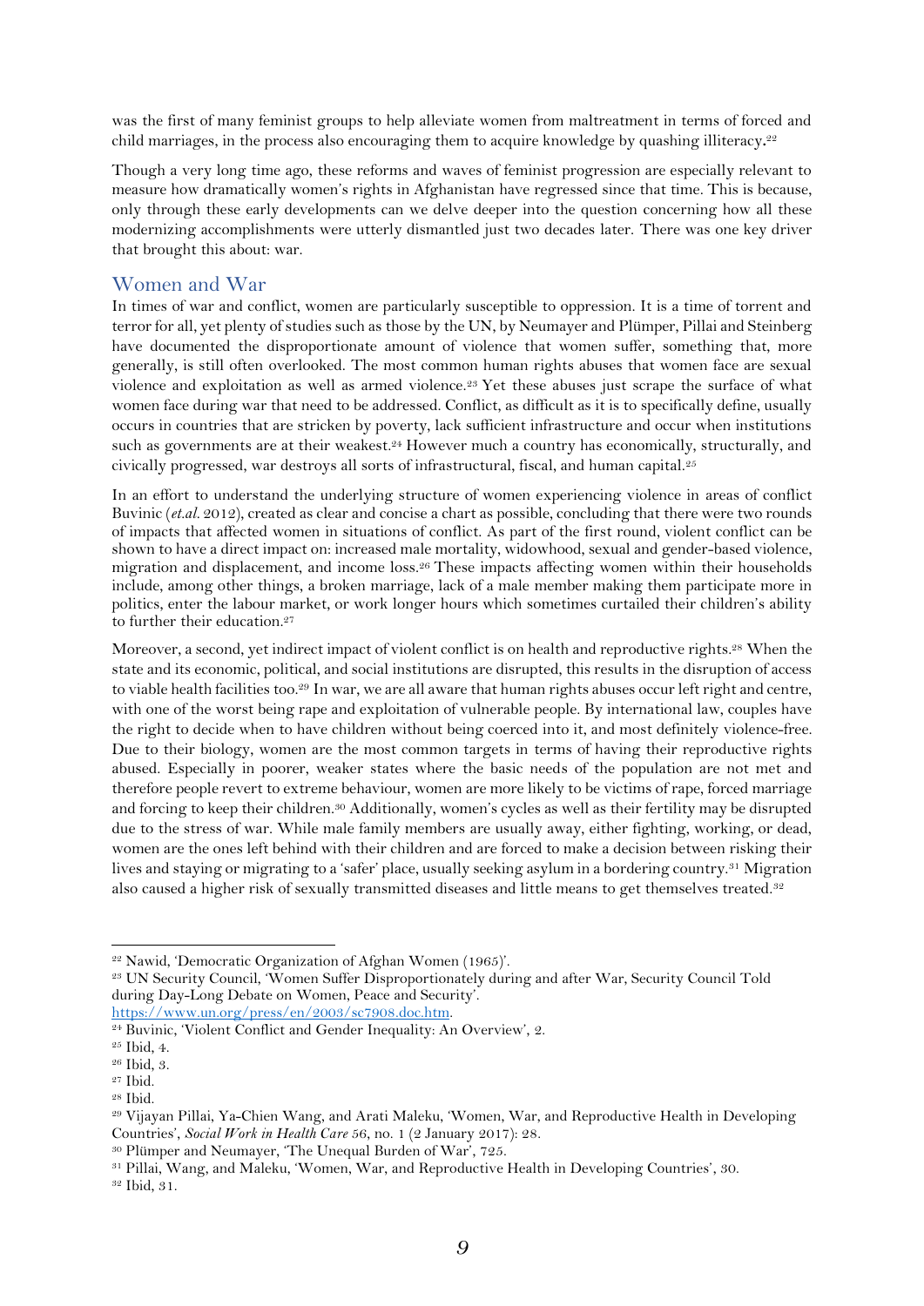was the first of many feminist groups to help alleviate women from maltreatment in terms of forced and child marriages, in the process also encouraging them to acquire knowledge by quashing illiteracy.[22]

Though a very long time ago, these reforms and waves of feminist progression are especially relevant to measure how dramatically women's rights in Afghanistan have regressed since that time. This is because, only through these early developments can we delve deeper into the question concerning how all these modernizing accomplishments were utterly dismantled just two decades later. There was one key driver that brought this about: war.

## Women and War

In times of war and conflict, women are particularly susceptible to oppression. It is a time of torrent and terror for all, yet plenty of studies such as those by the UN, by Neumayer and Plümper, Pillai and Steinberg have documented the disproportionate amount of violence that women suffer, something that, more generally, is still often overlooked. The most common human rights abuses that women face are sexual violence and exploitation as well as armed violence.[23] Yet these abuses just scrape the surface of what women face during war that need to be addressed. Conflict, as difficult as it is to specifically define, usually occurs in countries that are stricken by poverty, lack sufficient infrastructure and occur when institutions such as governments are at their weakest.[24] However much a country has economically, structurally, and civically progressed, war destroys all sorts of infrastructural, fiscal, and human capital.[25]

In an effort to understand the underlying structure of women experiencing violence in areas of conflict Buvinic (*et.al.* 2012), created as clear and concise a chart as possible, concluding that there were two rounds of impacts that affected women in situations of conflict. As part of the first round, violent conflict can be shown to have a direct impact on: increased male mortality, widowhood, sexual and gender-based violence, migration and displacement, and income loss.[26] These impacts affecting women within their households include, among other things, a broken marriage, lack of a male member making them participate more in politics, enter the labour market, or work longer hours which sometimes curtailed their children's ability to further their education.[27]

Moreover, a second, yet indirect impact of violent conflict is on health and reproductive rights.[28] When the state and its economic, political, and social institutions are disrupted, this results in the disruption of access to viable health facilities too.[29] In war, we are all aware that human rights abuses occur left right and centre, with one of the worst being rape and exploitation of vulnerable people. By international law, couples have the right to decide when to have children without being coerced into it, and most definitely violence-free. Due to their biology, women are the most common targets in terms of having their reproductive rights abused. Especially in poorer, weaker states where the basic needs of the population are not met and therefore people revert to extreme behaviour, women are more likely to be victims of rape, forced marriage and forcing to keep their children.[30] Additionally, women's cycles as well as their fertility may be disrupted due to the stress of war. While male family members are usually away, either fighting, working, or dead, women are the ones left behind with their children and are forced to make a decision between risking their lives and staying or migrating to a 'safer' place, usually seeking asylum in a bordering country.[31] Migration also caused a higher risk of sexually transmitted diseases and little means to get themselves treated.[32]

---

[22] Nawid, 'Democratic Organization of Afghan Women (1965)'.

[23] UN Security Council, 'Women Suffer Disproportionately during and after War, Security Council Told during Day-Long Debate on Women, Peace and Security'. https://www.un.org/press/en/2003/sc7908.doc.htm.

[24] Buvinic, 'Violent Conflict and Gender Inequality: An Overview', 2.

[25] Ibid, 4.

[26] Ibid, 3.

[27] Ibid.

[28] Ibid.

[29] Vijayan Pillai, Ya-Chien Wang, and Arati Maleku, 'Women, War, and Reproductive Health in Developing Countries', *Social Work in Health Care* 56, no. 1 (2 January 2017): 28.

[30] Plümper and Neumayer, 'The Unequal Burden of War', 725.

[31] Pillai, Wang, and Maleku, 'Women, War, and Reproductive Health in Developing Countries', 30.

[32] Ibid, 31.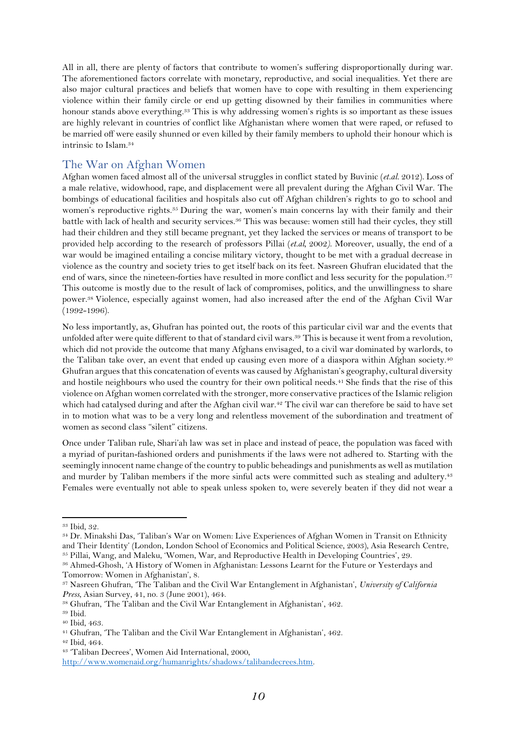All in all, there are plenty of factors that contribute to women's suffering disproportionally during war. The aforementioned factors correlate with monetary, reproductive, and social inequalities. Yet there are also major cultural practices and beliefs that women have to cope with resulting in them experiencing violence within their family circle or end up getting disowned by their families in communities where honour stands above everything.[33] This is why addressing women's rights is so important as these issues are highly relevant in countries of conflict like Afghanistan where women that were raped, or refused to be married off were easily shunned or even killed by their family members to uphold their honour which is intrinsic to Islam.[34]

## The War on Afghan Women

Afghan women faced almost all of the universal struggles in conflict stated by Buvinic (*et.al.* 2012). Loss of a male relative, widowhood, rape, and displacement were all prevalent during the Afghan Civil War. The bombings of educational facilities and hospitals also cut off Afghan children's rights to go to school and women's reproductive rights.[35] During the war, women's main concerns lay with their family and their battle with lack of health and security services.[36] This was because: women still had their cycles, they still had their children and they still became pregnant, yet they lacked the services or means of transport to be provided help according to the research of professors Pillai (*et.al,* 2002). Moreover, usually, the end of a war would be imagined entailing a concise military victory, thought to be met with a gradual decrease in violence as the country and society tries to get itself back on its feet. Nasreen Ghufran elucidated that the end of wars, since the nineteen-forties have resulted in more conflict and less security for the population.[37] This outcome is mostly due to the result of lack of compromises, politics, and the unwillingness to share power.[38] Violence, especially against women, had also increased after the end of the Afghan Civil War (1992-1996).

No less importantly, as, Ghufran has pointed out, the roots of this particular civil war and the events that unfolded after were quite different to that of standard civil wars.[39] This is because it went from a revolution, which did not provide the outcome that many Afghans envisaged, to a civil war dominated by warlords, to the Taliban take over, an event that ended up causing even more of a diaspora within Afghan society.[40] Ghufran argues that this concatenation of events was caused by Afghanistan's geography, cultural diversity and hostile neighbours who used the country for their own political needs.[41] She finds that the rise of this violence on Afghan women correlated with the stronger, more conservative practices of the Islamic religion which had catalysed during and after the Afghan civil war.[42] The civil war can therefore be said to have set in to motion what was to be a very long and relentless movement of the subordination and treatment of women as second class "silent" citizens.

Once under Taliban rule, Shari'ah law was set in place and instead of peace, the population was faced with a myriad of puritan-fashioned orders and punishments if the laws were not adhered to. Starting with the seemingly innocent name change of the country to public beheadings and punishments as well as mutilation and murder by Taliban members if the more sinful acts were committed such as stealing and adultery.[43] Females were eventually not able to speak unless spoken to, were severely beaten if they did not wear a

---

[33] Ibid, 32.

[34] Dr. Minakshi Das, 'Taliban's War on Women: Live Experiences of Afghan Women in Transit on Ethnicity and Their Identity' (London, London School of Economics and Political Science, 2003), Asia Research Centre,

[35] Pillai, Wang, and Maleku, 'Women, War, and Reproductive Health in Developing Countries', 29.

[36] Ahmed-Ghosh, 'A History of Women in Afghanistan: Lessons Learnt for the Future or Yesterdays and Tomorrow: Women in Afghanistan', 8.

[37] Nasreen Ghufran, 'The Taliban and the Civil War Entanglement in Afghanistan', *University of California Press*, Asian Survey, 41, no. 3 (June 2001), 464.

[38] Ghufran, 'The Taliban and the Civil War Entanglement in Afghanistan', 462.

[39] Ibid.

[40] Ibid, 463.

[41] Ghufran, 'The Taliban and the Civil War Entanglement in Afghanistan', 462.

[42] Ibid, 464.

[43] 'Taliban Decrees', Women Aid International, 2000, http://www.womenaid.org/humanrights/shadows/talibandecrees.htm.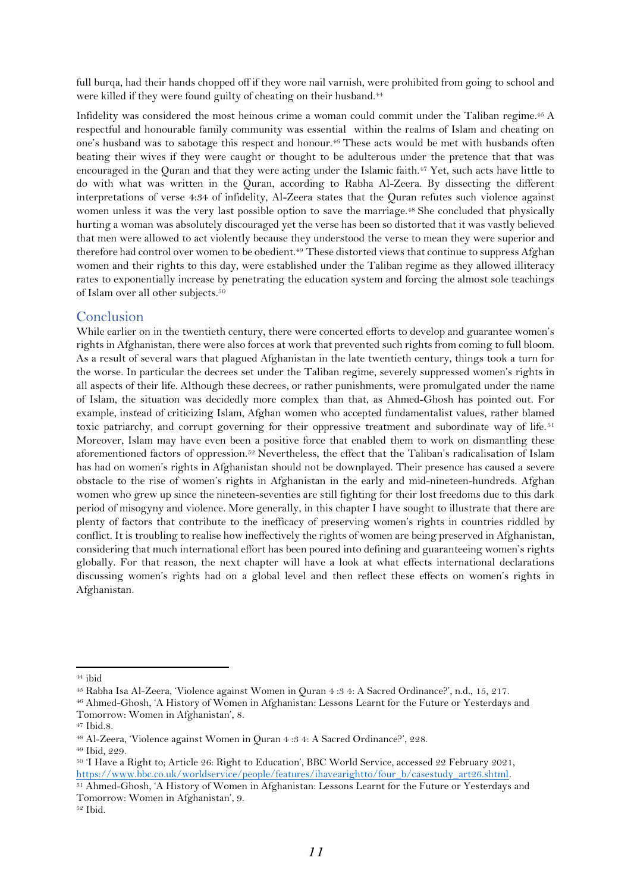full burqa, had their hands chopped off if they wore nail varnish, were prohibited from going to school and were killed if they were found guilty of cheating on their husband.[44]

Infidelity was considered the most heinous crime a woman could commit under the Taliban regime.[45] A respectful and honourable family community was essential within the realms of Islam and cheating on one's husband was to sabotage this respect and honour.[46] These acts would be met with husbands often beating their wives if they were caught or thought to be adulterous under the pretence that that was encouraged in the Quran and that they were acting under the Islamic faith.[47] Yet, such acts have little to do with what was written in the Quran, according to Rabha Al-Zeera. By dissecting the different interpretations of verse 4:34 of infidelity, Al-Zeera states that the Quran refutes such violence against women unless it was the very last possible option to save the marriage.[48] She concluded that physically hurting a woman was absolutely discouraged yet the verse has been so distorted that it was vastly believed that men were allowed to act violently because they understood the verse to mean they were superior and therefore had control over women to be obedient.[49] These distorted views that continue to suppress Afghan women and their rights to this day, were established under the Taliban regime as they allowed illiteracy rates to exponentially increase by penetrating the education system and forcing the almost sole teachings of Islam over all other subjects.[50]

## Conclusion

While earlier on in the twentieth century, there were concerted efforts to develop and guarantee women's rights in Afghanistan, there were also forces at work that prevented such rights from coming to full bloom. As a result of several wars that plagued Afghanistan in the late twentieth century, things took a turn for the worse. In particular the decrees set under the Taliban regime, severely suppressed women's rights in all aspects of their life. Although these decrees, or rather punishments, were promulgated under the name of Islam, the situation was decidedly more complex than that, as Ahmed-Ghosh has pointed out. For example, instead of criticizing Islam, Afghan women who accepted fundamentalist values, rather blamed toxic patriarchy, and corrupt governing for their oppressive treatment and subordinate way of life.[51] Moreover, Islam may have even been a positive force that enabled them to work on dismantling these aforementioned factors of oppression.[52] Nevertheless, the effect that the Taliban's radicalisation of Islam has had on women's rights in Afghanistan should not be downplayed. Their presence has caused a severe obstacle to the rise of women's rights in Afghanistan in the early and mid-nineteen-hundreds. Afghan women who grew up since the nineteen-seventies are still fighting for their lost freedoms due to this dark period of misogyny and violence. More generally, in this chapter I have sought to illustrate that there are plenty of factors that contribute to the inefficacy of preserving women's rights in countries riddled by conflict. It is troubling to realise how ineffectively the rights of women are being preserved in Afghanistan, considering that much international effort has been poured into defining and guaranteeing women's rights globally. For that reason, the next chapter will have a look at what effects international declarations discussing women's rights had on a global level and then reflect these effects on women's rights in Afghanistan.

---

[44] ibid

[45] Rabha Isa Al-Zeera, 'Violence against Women in Quran 4 :3 4: A Sacred Ordinance?', n.d., 15, 217.

[46] Ahmed-Ghosh, 'A History of Women in Afghanistan: Lessons Learnt for the Future or Yesterdays and Tomorrow: Women in Afghanistan', 8.

[47] Ibid.8.

[48] Al-Zeera, 'Violence against Women in Quran 4 :3 4: A Sacred Ordinance?', 228.

[49] Ibid, 229.

[50] 'I Have a Right to; Article 26: Right to Education', BBC World Service, accessed 22 February 2021, https://www.bbc.co.uk/worldservice/people/features/ihavearightto/four_b/casestudy_art26.shtml.

[51] Ahmed-Ghosh, 'A History of Women in Afghanistan: Lessons Learnt for the Future or Yesterdays and Tomorrow: Women in Afghanistan', 9.

[52] Ibid.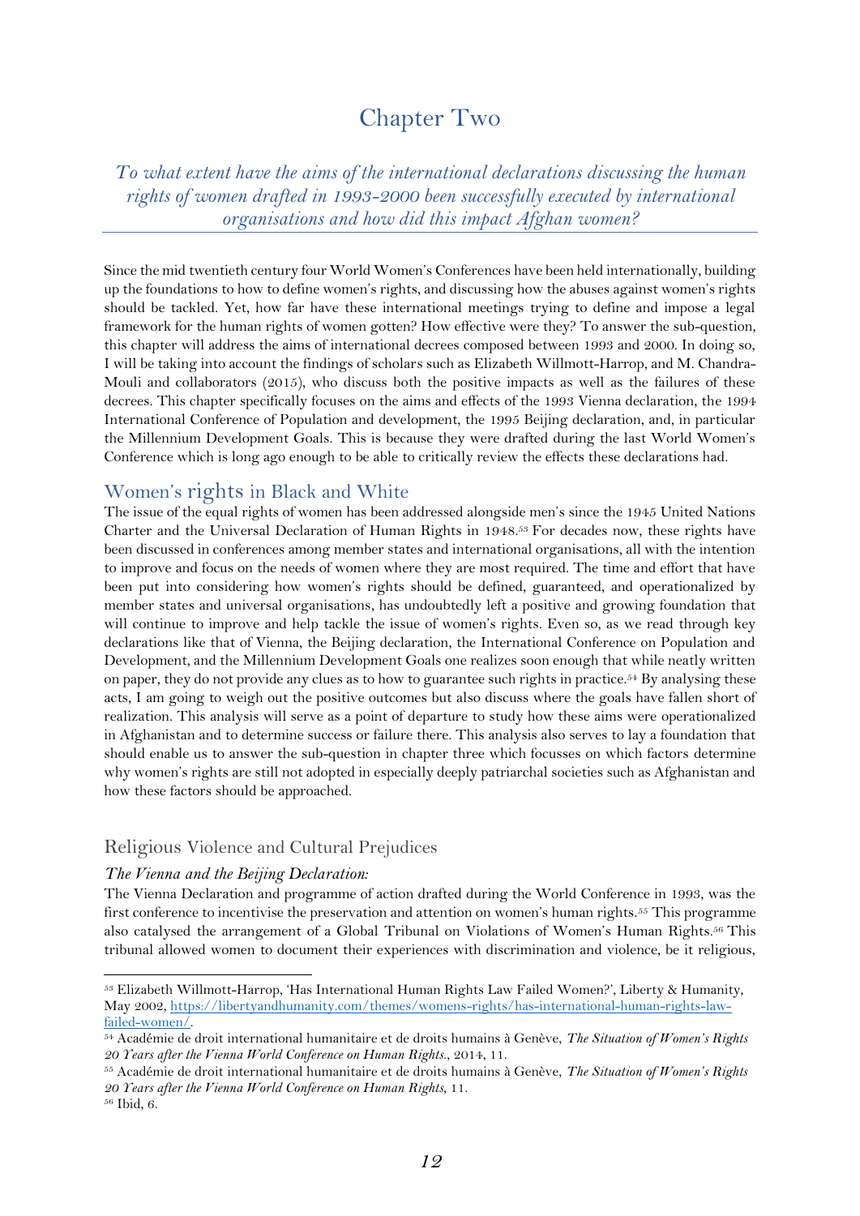# Chapter Two

*To what extent have the aims of the international declarations discussing the human rights of women drafted in 1993-2000 been successfully executed by international organisations and how did this impact Afghan women?*

Since the mid twentieth century four World Women's Conferences have been held internationally, building up the foundations to how to define women's rights, and discussing how the abuses against women's rights should be tackled. Yet, how far have these international meetings trying to define and impose a legal framework for the human rights of women gotten? How effective were they? To answer the sub-question, this chapter will address the aims of international decrees composed between 1993 and 2000. In doing so, I will be taking into account the findings of scholars such as Elizabeth Willmott-Harrop, and M. Chandra-Mouli and collaborators (2015), who discuss both the positive impacts as well as the failures of these decrees. This chapter specifically focuses on the aims and effects of the 1993 Vienna declaration, the 1994 International Conference of Population and development, the 1995 Beijing declaration, and, in particular the Millennium Development Goals. This is because they were drafted during the last World Women's Conference which is long ago enough to be able to critically review the effects these declarations had.

## Women's rights in Black and White

The issue of the equal rights of women has been addressed alongside men's since the 1945 United Nations Charter and the Universal Declaration of Human Rights in 1948.[53] For decades now, these rights have been discussed in conferences among member states and international organisations, all with the intention to improve and focus on the needs of women where they are most required. The time and effort that have been put into considering how women's rights should be defined, guaranteed, and operationalized by member states and universal organisations, has undoubtedly left a positive and growing foundation that will continue to improve and help tackle the issue of women's rights. Even so, as we read through key declarations like that of Vienna, the Beijing declaration, the International Conference on Population and Development, and the Millennium Development Goals one realizes soon enough that while neatly written on paper, they do not provide any clues as to how to guarantee such rights in practice.[54] By analysing these acts, I am going to weigh out the positive outcomes but also discuss where the goals have fallen short of realization. This analysis will serve as a point of departure to study how these aims were operationalized in Afghanistan and to determine success or failure there. This analysis also serves to lay a foundation that should enable us to answer the sub-question in chapter three which focusses on which factors determine why women's rights are still not adopted in especially deeply patriarchal societies such as Afghanistan and how these factors should be approached.

### Religious Violence and Cultural Prejudices

*The Vienna and the Beijing Declaration:*

The Vienna Declaration and programme of action drafted during the World Conference in 1993, was the first conference to incentivise the preservation and attention on women's human rights.[55] This programme also catalysed the arrangement of a Global Tribunal on Violations of Women's Human Rights.[56] This tribunal allowed women to document their experiences with discrimination and violence, be it religious,

---

[53] Elizabeth Willmott-Harrop, 'Has International Human Rights Law Failed Women?', Liberty & Humanity, May 2002, https://libertyandhumanity.com/themes/womens-rights/has-international-human-rights-law-failed-women/.

[54] Académie de droit international humanitaire et de droits humains à Genève, *The Situation of Women's Rights 20 Years after the Vienna World Conference on Human Rights.*, 2014, 11.

[55] Académie de droit international humanitaire et de droits humains à Genève, *The Situation of Women's Rights 20 Years after the Vienna World Conference on Human Rights*, 11.

[56] Ibid, 6.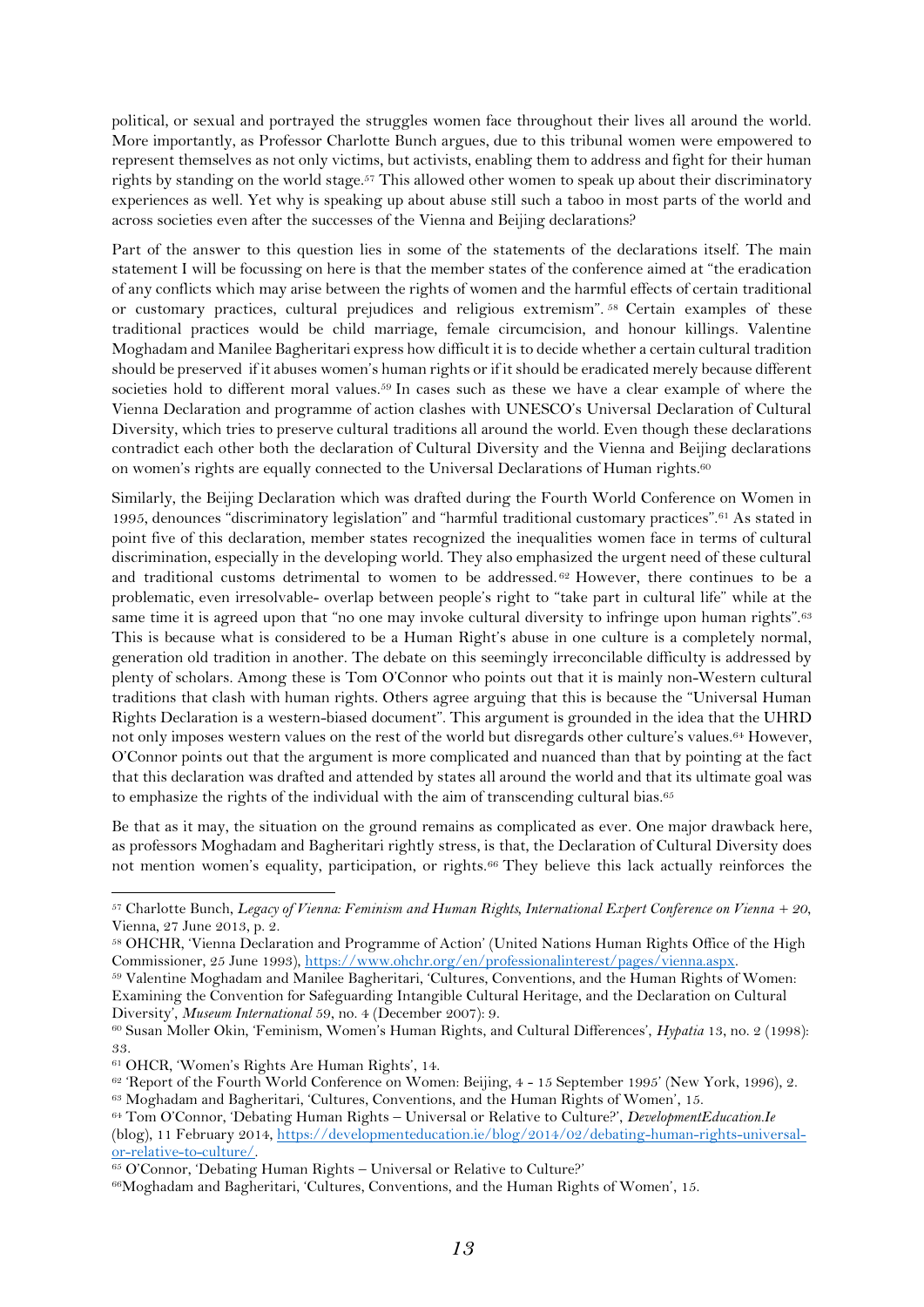political, or sexual and portrayed the struggles women face throughout their lives all around the world. More importantly, as Professor Charlotte Bunch argues, due to this tribunal women were empowered to represent themselves as not only victims, but activists, enabling them to address and fight for their human rights by standing on the world stage.[57] This allowed other women to speak up about their discriminatory experiences as well. Yet why is speaking up about abuse still such a taboo in most parts of the world and across societies even after the successes of the Vienna and Beijing declarations?

Part of the answer to this question lies in some of the statements of the declarations itself. The main statement I will be focussing on here is that the member states of the conference aimed at "the eradication of any conflicts which may arise between the rights of women and the harmful effects of certain traditional or customary practices, cultural prejudices and religious extremism".[58] Certain examples of these traditional practices would be child marriage, female circumcision, and honour killings. Valentine Moghadam and Manilee Bagheritari express how difficult it is to decide whether a certain cultural tradition should be preserved if it abuses women's human rights or if it should be eradicated merely because different societies hold to different moral values.[59] In cases such as these we have a clear example of where the Vienna Declaration and programme of action clashes with UNESCO's Universal Declaration of Cultural Diversity, which tries to preserve cultural traditions all around the world. Even though these declarations contradict each other both the declaration of Cultural Diversity and the Vienna and Beijing declarations on women's rights are equally connected to the Universal Declarations of Human rights.[60]

Similarly, the Beijing Declaration which was drafted during the Fourth World Conference on Women in 1995, denounces "discriminatory legislation" and "harmful traditional customary practices".[61] As stated in point five of this declaration, member states recognized the inequalities women face in terms of cultural discrimination, especially in the developing world. They also emphasized the urgent need of these cultural and traditional customs detrimental to women to be addressed.[62] However, there continues to be a problematic, even irresolvable- overlap between people's right to "take part in cultural life" while at the same time it is agreed upon that "no one may invoke cultural diversity to infringe upon human rights".[63] This is because what is considered to be a Human Right's abuse in one culture is a completely normal, generation old tradition in another. The debate on this seemingly irreconcilable difficulty is addressed by plenty of scholars. Among these is Tom O'Connor who points out that it is mainly non-Western cultural traditions that clash with human rights. Others agree arguing that this is because the "Universal Human Rights Declaration is a western-biased document". This argument is grounded in the idea that the UHRD not only imposes western values on the rest of the world but disregards other culture's values.[64] However, O'Connor points out that the argument is more complicated and nuanced than that by pointing at the fact that this declaration was drafted and attended by states all around the world and that its ultimate goal was to emphasize the rights of the individual with the aim of transcending cultural bias.[65]

Be that as it may, the situation on the ground remains as complicated as ever. One major drawback here, as professors Moghadam and Bagheritari rightly stress, is that, the Declaration of Cultural Diversity does not mention women's equality, participation, or rights.[66] They believe this lack actually reinforces the

---

[57] Charlotte Bunch, *Legacy of Vienna: Feminism and Human Rights, International Expert Conference on Vienna + 20*, Vienna, 27 June 2013, p. 2.

[58] OHCHR, 'Vienna Declaration and Programme of Action' (United Nations Human Rights Office of the High Commissioner, 25 June 1993), https://www.ohchr.org/en/professionalinterest/pages/vienna.aspx.

[59] Valentine Moghadam and Manilee Bagheritari, 'Cultures, Conventions, and the Human Rights of Women: Examining the Convention for Safeguarding Intangible Cultural Heritage, and the Declaration on Cultural Diversity', *Museum International* 59, no. 4 (December 2007): 9.

[60] Susan Moller Okin, 'Feminism, Women's Human Rights, and Cultural Differences', *Hypatia* 13, no. 2 (1998): 33.

[61] OHCR, 'Women's Rights Are Human Rights', 14.

[62] 'Report of the Fourth World Conference on Women: Beijing, 4 - 15 September 1995' (New York, 1996), 2.

[63] Moghadam and Bagheritari, 'Cultures, Conventions, and the Human Rights of Women', 15.

[64] Tom O'Connor, 'Debating Human Rights – Universal or Relative to Culture?', *DevelopmentEducation.Ie* (blog), 11 February 2014, https://developmenteducation.ie/blog/2014/02/debating-human-rights-universal-or-relative-to-culture/.

[65] O'Connor, 'Debating Human Rights – Universal or Relative to Culture?'

[66] Moghadam and Bagheritari, 'Cultures, Conventions, and the Human Rights of Women', 15.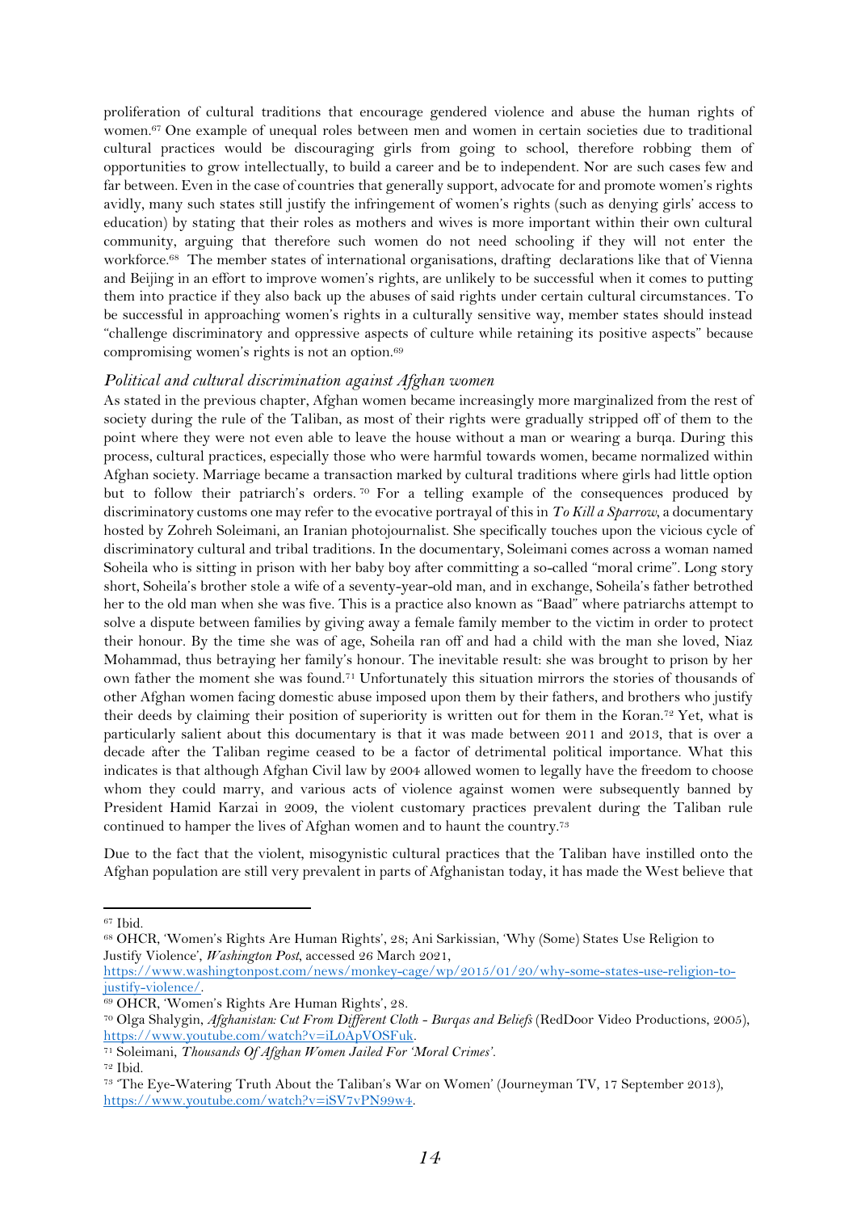proliferation of cultural traditions that encourage gendered violence and abuse the human rights of women.[67] One example of unequal roles between men and women in certain societies due to traditional cultural practices would be discouraging girls from going to school, therefore robbing them of opportunities to grow intellectually, to build a career and be to independent. Nor are such cases few and far between. Even in the case of countries that generally support, advocate for and promote women's rights avidly, many such states still justify the infringement of women's rights (such as denying girls' access to education) by stating that their roles as mothers and wives is more important within their own cultural community, arguing that therefore such women do not need schooling if they will not enter the workforce.[68] The member states of international organisations, drafting declarations like that of Vienna and Beijing in an effort to improve women's rights, are unlikely to be successful when it comes to putting them into practice if they also back up the abuses of said rights under certain cultural circumstances. To be successful in approaching women's rights in a culturally sensitive way, member states should instead "challenge discriminatory and oppressive aspects of culture while retaining its positive aspects" because compromising women's rights is not an option.[69]

### *Political and cultural discrimination against Afghan women*

As stated in the previous chapter, Afghan women became increasingly more marginalized from the rest of society during the rule of the Taliban, as most of their rights were gradually stripped off of them to the point where they were not even able to leave the house without a man or wearing a burqa. During this process, cultural practices, especially those who were harmful towards women, became normalized within Afghan society. Marriage became a transaction marked by cultural traditions where girls had little option but to follow their patriarch's orders.[70] For a telling example of the consequences produced by discriminatory customs one may refer to the evocative portrayal of this in *To Kill a Sparrow*, a documentary hosted by Zohreh Soleimani, an Iranian photojournalist. She specifically touches upon the vicious cycle of discriminatory cultural and tribal traditions. In the documentary, Soleimani comes across a woman named Soheila who is sitting in prison with her baby boy after committing a so-called "moral crime". Long story short, Soheila's brother stole a wife of a seventy-year-old man, and in exchange, Soheila's father betrothed her to the old man when she was five. This is a practice also known as "Baad" where patriarchs attempt to solve a dispute between families by giving away a female family member to the victim in order to protect their honour. By the time she was of age, Soheila ran off and had a child with the man she loved, Niaz Mohammad, thus betraying her family's honour. The inevitable result: she was brought to prison by her own father the moment she was found.[71] Unfortunately this situation mirrors the stories of thousands of other Afghan women facing domestic abuse imposed upon them by their fathers, and brothers who justify their deeds by claiming their position of superiority is written out for them in the Koran.[72] Yet, what is particularly salient about this documentary is that it was made between 2011 and 2013, that is over a decade after the Taliban regime ceased to be a factor of detrimental political importance. What this indicates is that although Afghan Civil law by 2004 allowed women to legally have the freedom to choose whom they could marry, and various acts of violence against women were subsequently banned by President Hamid Karzai in 2009, the violent customary practices prevalent during the Taliban rule continued to hamper the lives of Afghan women and to haunt the country.[73]

Due to the fact that the violent, misogynistic cultural practices that the Taliban have instilled onto the Afghan population are still very prevalent in parts of Afghanistan today, it has made the West believe that

---

[67] Ibid.

[68] OHCR, 'Women's Rights Are Human Rights', 28; Ani Sarkissian, 'Why (Some) States Use Religion to Justify Violence', *Washington Post*, accessed 26 March 2021, https://www.washingtonpost.com/news/monkey-cage/wp/2015/01/20/why-some-states-use-religion-to-justify-violence/.

[69] OHCR, 'Women's Rights Are Human Rights', 28.

[70] Olga Shalygin, *Afghanistan: Cut From Different Cloth - Burqas and Beliefs* (RedDoor Video Productions, 2005), https://www.youtube.com/watch?v=iL0ApVOSFuk.

[71] Soleimani, *Thousands Of Afghan Women Jailed For 'Moral Crimes'*.

[72] Ibid.

[73] 'The Eye-Watering Truth About the Taliban's War on Women' (Journeyman TV, 17 September 2013), https://www.youtube.com/watch?v=iSV7vPN99w4.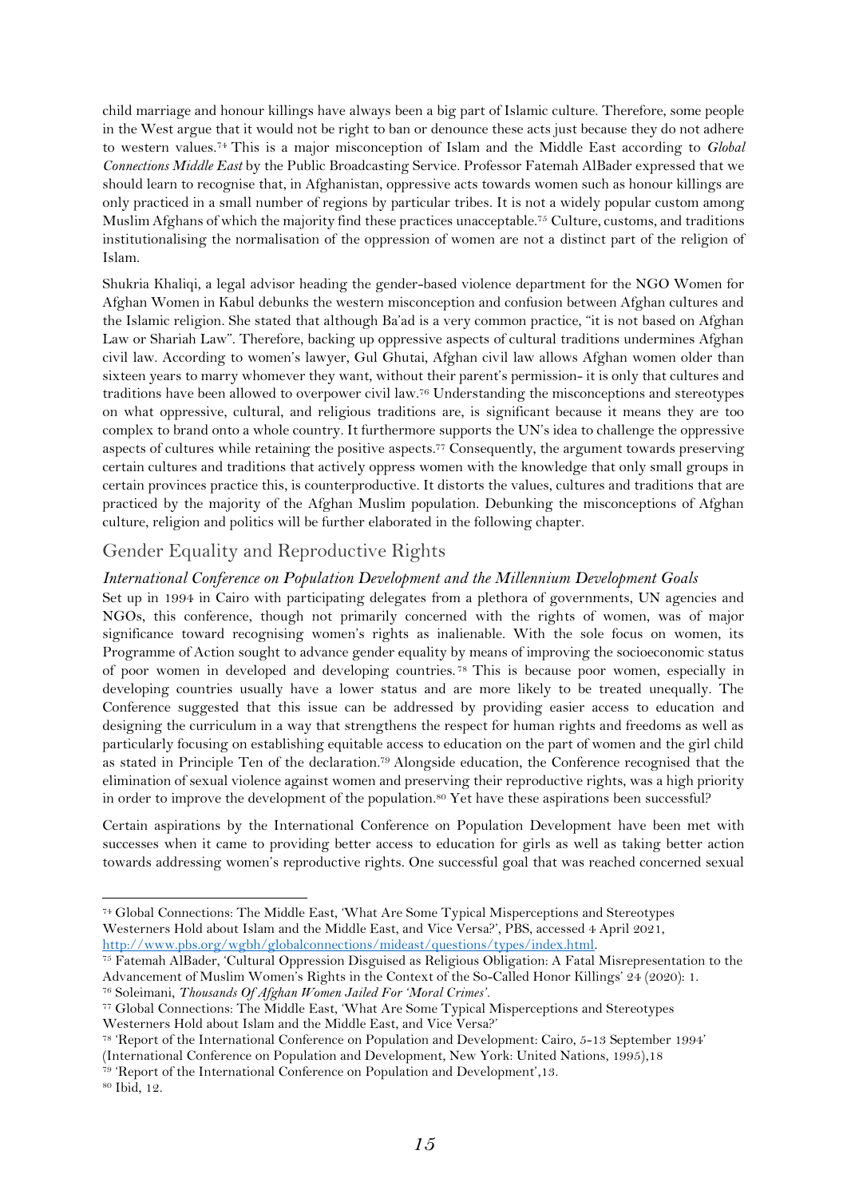child marriage and honour killings have always been a big part of Islamic culture. Therefore, some people in the West argue that it would not be right to ban or denounce these acts just because they do not adhere to western values.[74] This is a major misconception of Islam and the Middle East according to *Global Connections Middle East* by the Public Broadcasting Service. Professor Fatemah AlBader expressed that we should learn to recognise that, in Afghanistan, oppressive acts towards women such as honour killings are only practiced in a small number of regions by particular tribes. It is not a widely popular custom among Muslim Afghans of which the majority find these practices unacceptable.[75] Culture, customs, and traditions institutionalising the normalisation of the oppression of women are not a distinct part of the religion of Islam.

Shukria Khaliqi, a legal advisor heading the gender-based violence department for the NGO Women for Afghan Women in Kabul debunks the western misconception and confusion between Afghan cultures and the Islamic religion. She stated that although Ba'ad is a very common practice, "it is not based on Afghan Law or Shariah Law". Therefore, backing up oppressive aspects of cultural traditions undermines Afghan civil law. According to women's lawyer, Gul Ghutai, Afghan civil law allows Afghan women older than sixteen years to marry whomever they want, without their parent's permission- it is only that cultures and traditions have been allowed to overpower civil law.[76] Understanding the misconceptions and stereotypes on what oppressive, cultural, and religious traditions are, is significant because it means they are too complex to brand onto a whole country. It furthermore supports the UN's idea to challenge the oppressive aspects of cultures while retaining the positive aspects.[77] Consequently, the argument towards preserving certain cultures and traditions that actively oppress women with the knowledge that only small groups in certain provinces practice this, is counterproductive. It distorts the values, cultures and traditions that are practiced by the majority of the Afghan Muslim population. Debunking the misconceptions of Afghan culture, religion and politics will be further elaborated in the following chapter.

## Gender Equality and Reproductive Rights

### *International Conference on Population Development and the Millennium Development Goals*

Set up in 1994 in Cairo with participating delegates from a plethora of governments, UN agencies and NGOs, this conference, though not primarily concerned with the rights of women, was of major significance toward recognising women's rights as inalienable. With the sole focus on women, its Programme of Action sought to advance gender equality by means of improving the socioeconomic status of poor women in developed and developing countries.[78] This is because poor women, especially in developing countries usually have a lower status and are more likely to be treated unequally. The Conference suggested that this issue can be addressed by providing easier access to education and designing the curriculum in a way that strengthens the respect for human rights and freedoms as well as particularly focusing on establishing equitable access to education on the part of women and the girl child as stated in Principle Ten of the declaration.[79] Alongside education, the Conference recognised that the elimination of sexual violence against women and preserving their reproductive rights, was a high priority in order to improve the development of the population.[80] Yet have these aspirations been successful?

Certain aspirations by the International Conference on Population Development have been met with successes when it came to providing better access to education for girls as well as taking better action towards addressing women's reproductive rights. One successful goal that was reached concerned sexual

---

[74] Global Connections: The Middle East, 'What Are Some Typical Misperceptions and Stereotypes Westerners Hold about Islam and the Middle East, and Vice Versa?', PBS, accessed 4 April 2021, http://www.pbs.org/wgbh/globalconnections/mideast/questions/types/index.html.

[75] Fatemah AlBader, 'Cultural Oppression Disguised as Religious Obligation: A Fatal Misrepresentation to the Advancement of Muslim Women's Rights in the Context of the So-Called Honor Killings' 24 (2020): 1.

[76] Soleimani, *Thousands Of Afghan Women Jailed For 'Moral Crimes'*.

[77] Global Connections: The Middle East, 'What Are Some Typical Misperceptions and Stereotypes Westerners Hold about Islam and the Middle East, and Vice Versa?'

[78] 'Report of the International Conference on Population and Development: Cairo, 5-13 September 1994' (International Conference on Population and Development, New York: United Nations, 1995),18

[79] 'Report of the International Conference on Population and Development',13.

[80] Ibid, 12.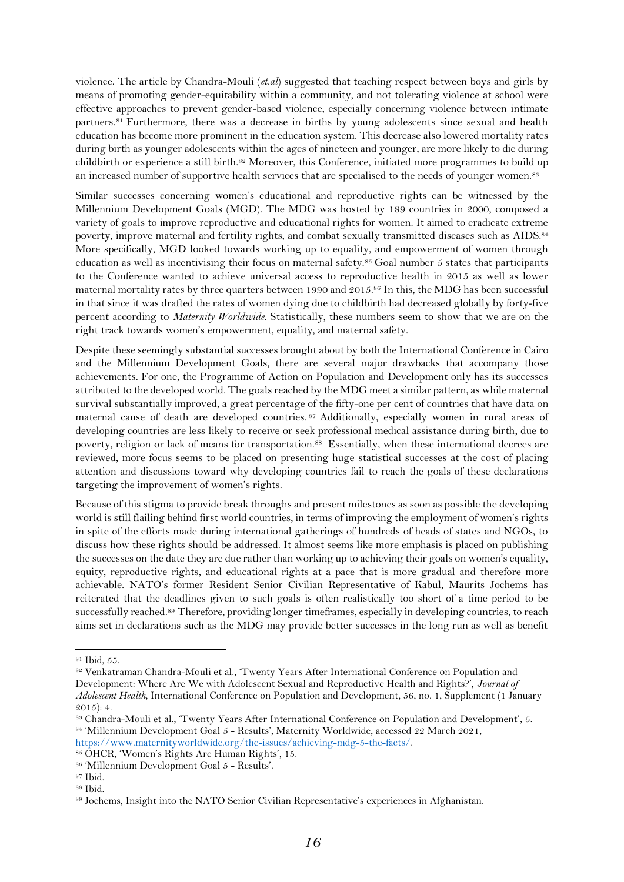violence. The article by Chandra-Mouli (*et.al*) suggested that teaching respect between boys and girls by means of promoting gender-equitability within a community, and not tolerating violence at school were effective approaches to prevent gender-based violence, especially concerning violence between intimate partners.[81] Furthermore, there was a decrease in births by young adolescents since sexual and health education has become more prominent in the education system. This decrease also lowered mortality rates during birth as younger adolescents within the ages of nineteen and younger, are more likely to die during childbirth or experience a still birth.[82] Moreover, this Conference, initiated more programmes to build up an increased number of supportive health services that are specialised to the needs of younger women.[83]

Similar successes concerning women's educational and reproductive rights can be witnessed by the Millennium Development Goals (MGD). The MDG was hosted by 189 countries in 2000, composed a variety of goals to improve reproductive and educational rights for women. It aimed to eradicate extreme poverty, improve maternal and fertility rights, and combat sexually transmitted diseases such as AIDS.[84] More specifically, MGD looked towards working up to equality, and empowerment of women through education as well as incentivising their focus on maternal safety.[85] Goal number 5 states that participants to the Conference wanted to achieve universal access to reproductive health in 2015 as well as lower maternal mortality rates by three quarters between 1990 and 2015.[86] In this, the MDG has been successful in that since it was drafted the rates of women dying due to childbirth had decreased globally by forty-five percent according to *Maternity Worldwide*. Statistically, these numbers seem to show that we are on the right track towards women's empowerment, equality, and maternal safety.

Despite these seemingly substantial successes brought about by both the International Conference in Cairo and the Millennium Development Goals, there are several major drawbacks that accompany those achievements. For one, the Programme of Action on Population and Development only has its successes attributed to the developed world. The goals reached by the MDG meet a similar pattern, as while maternal survival substantially improved, a great percentage of the fifty-one per cent of countries that have data on maternal cause of death are developed countries.[87] Additionally, especially women in rural areas of developing countries are less likely to receive or seek professional medical assistance during birth, due to poverty, religion or lack of means for transportation.[88] Essentially, when these international decrees are reviewed, more focus seems to be placed on presenting huge statistical successes at the cost of placing attention and discussions toward why developing countries fail to reach the goals of these declarations targeting the improvement of women's rights.

Because of this stigma to provide break throughs and present milestones as soon as possible the developing world is still flailing behind first world countries, in terms of improving the employment of women's rights in spite of the efforts made during international gatherings of hundreds of heads of states and NGOs, to discuss how these rights should be addressed. It almost seems like more emphasis is placed on publishing the successes on the date they are due rather than working up to achieving their goals on women's equality, equity, reproductive rights, and educational rights at a pace that is more gradual and therefore more achievable. NATO's former Resident Senior Civilian Representative of Kabul, Maurits Jochems has reiterated that the deadlines given to such goals is often realistically too short of a time period to be successfully reached.[89] Therefore, providing longer timeframes, especially in developing countries, to reach aims set in declarations such as the MDG may provide better successes in the long run as well as benefit

---

[81] Ibid, 55.

[82] Venkatraman Chandra-Mouli et al., 'Twenty Years After International Conference on Population and Development: Where Are We with Adolescent Sexual and Reproductive Health and Rights?', *Journal of Adolescent Health*, International Conference on Population and Development, 56, no. 1, Supplement (1 January 2015): 4.

[83] Chandra-Mouli et al., 'Twenty Years After International Conference on Population and Development', 5.

[84] 'Millennium Development Goal 5 - Results', Maternity Worldwide, accessed 22 March 2021, https://www.maternityworldwide.org/the-issues/achieving-mdg-5-the-facts/.

[85] OHCR, 'Women's Rights Are Human Rights', 15.

[86] 'Millennium Development Goal 5 - Results'.

[87] Ibid.

[88] Ibid.

[89] Jochems, Insight into the NATO Senior Civilian Representative's experiences in Afghanistan.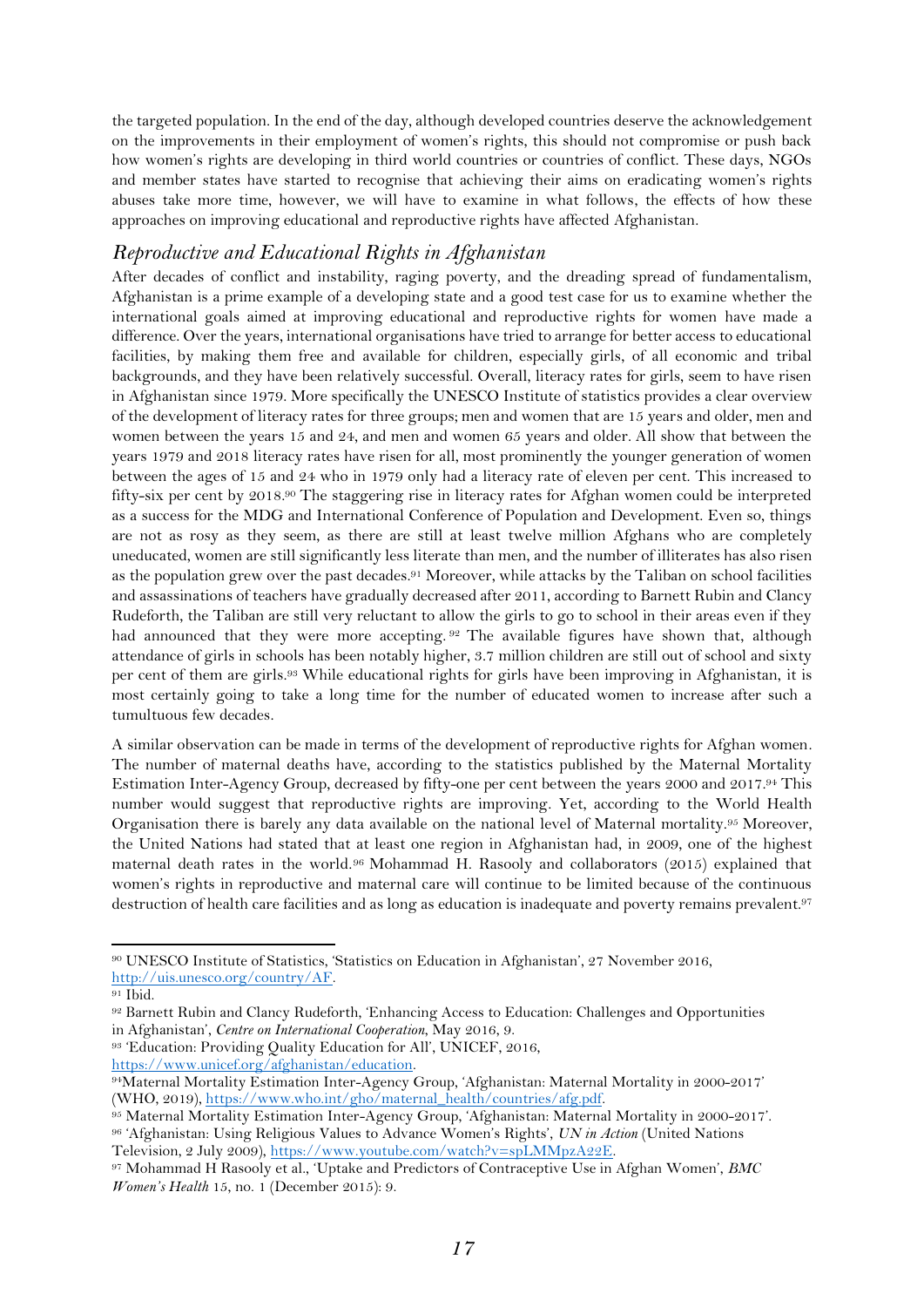the targeted population. In the end of the day, although developed countries deserve the acknowledgement on the improvements in their employment of women's rights, this should not compromise or push back how women's rights are developing in third world countries or countries of conflict. These days, NGOs and member states have started to recognise that achieving their aims on eradicating women's rights abuses take more time, however, we will have to examine in what follows, the effects of how these approaches on improving educational and reproductive rights have affected Afghanistan.

## *Reproductive and Educational Rights in Afghanistan*

After decades of conflict and instability, raging poverty, and the dreading spread of fundamentalism, Afghanistan is a prime example of a developing state and a good test case for us to examine whether the international goals aimed at improving educational and reproductive rights for women have made a difference. Over the years, international organisations have tried to arrange for better access to educational facilities, by making them free and available for children, especially girls, of all economic and tribal backgrounds, and they have been relatively successful. Overall, literacy rates for girls, seem to have risen in Afghanistan since 1979. More specifically the UNESCO Institute of statistics provides a clear overview of the development of literacy rates for three groups; men and women that are 15 years and older, men and women between the years 15 and 24, and men and women 65 years and older. All show that between the years 1979 and 2018 literacy rates have risen for all, most prominently the younger generation of women between the ages of 15 and 24 who in 1979 only had a literacy rate of eleven per cent. This increased to fifty-six per cent by 2018.[90] The staggering rise in literacy rates for Afghan women could be interpreted as a success for the MDG and International Conference of Population and Development. Even so, things are not as rosy as they seem, as there are still at least twelve million Afghans who are completely uneducated, women are still significantly less literate than men, and the number of illiterates has also risen as the population grew over the past decades.[91] Moreover, while attacks by the Taliban on school facilities and assassinations of teachers have gradually decreased after 2011, according to Barnett Rubin and Clancy Rudeforth, the Taliban are still very reluctant to allow the girls to go to school in their areas even if they had announced that they were more accepting.[92] The available figures have shown that, although attendance of girls in schools has been notably higher, 3.7 million children are still out of school and sixty per cent of them are girls.[93] While educational rights for girls have been improving in Afghanistan, it is most certainly going to take a long time for the number of educated women to increase after such a tumultuous few decades.

A similar observation can be made in terms of the development of reproductive rights for Afghan women. The number of maternal deaths have, according to the statistics published by the Maternal Mortality Estimation Inter-Agency Group, decreased by fifty-one per cent between the years 2000 and 2017.[94] This number would suggest that reproductive rights are improving. Yet, according to the World Health Organisation there is barely any data available on the national level of Maternal mortality.[95] Moreover, the United Nations had stated that at least one region in Afghanistan had, in 2009, one of the highest maternal death rates in the world.[96] Mohammad H. Rasooly and collaborators (2015) explained that women's rights in reproductive and maternal care will continue to be limited because of the continuous destruction of health care facilities and as long as education is inadequate and poverty remains prevalent.[97]

---

[90] UNESCO Institute of Statistics, 'Statistics on Education in Afghanistan', 27 November 2016, http://uis.unesco.org/country/AF.

[91] Ibid.

[92] Barnett Rubin and Clancy Rudeforth, 'Enhancing Access to Education: Challenges and Opportunities in Afghanistan', *Centre on International Cooperation*, May 2016, 9.

[93] 'Education: Providing Quality Education for All', UNICEF, 2016, https://www.unicef.org/afghanistan/education.

[94] Maternal Mortality Estimation Inter-Agency Group, 'Afghanistan: Maternal Mortality in 2000-2017' (WHO, 2019), https://www.who.int/gho/maternal_health/countries/afg.pdf.

[95] Maternal Mortality Estimation Inter-Agency Group, 'Afghanistan: Maternal Mortality in 2000-2017'.

[96] 'Afghanistan: Using Religious Values to Advance Women's Rights', *UN in Action* (United Nations Television, 2 July 2009), https://www.youtube.com/watch?v=spLMMpzA22E.

[97] Mohammad H Rasooly et al., 'Uptake and Predictors of Contraceptive Use in Afghan Women', *BMC Women's Health* 15, no. 1 (December 2015): 9.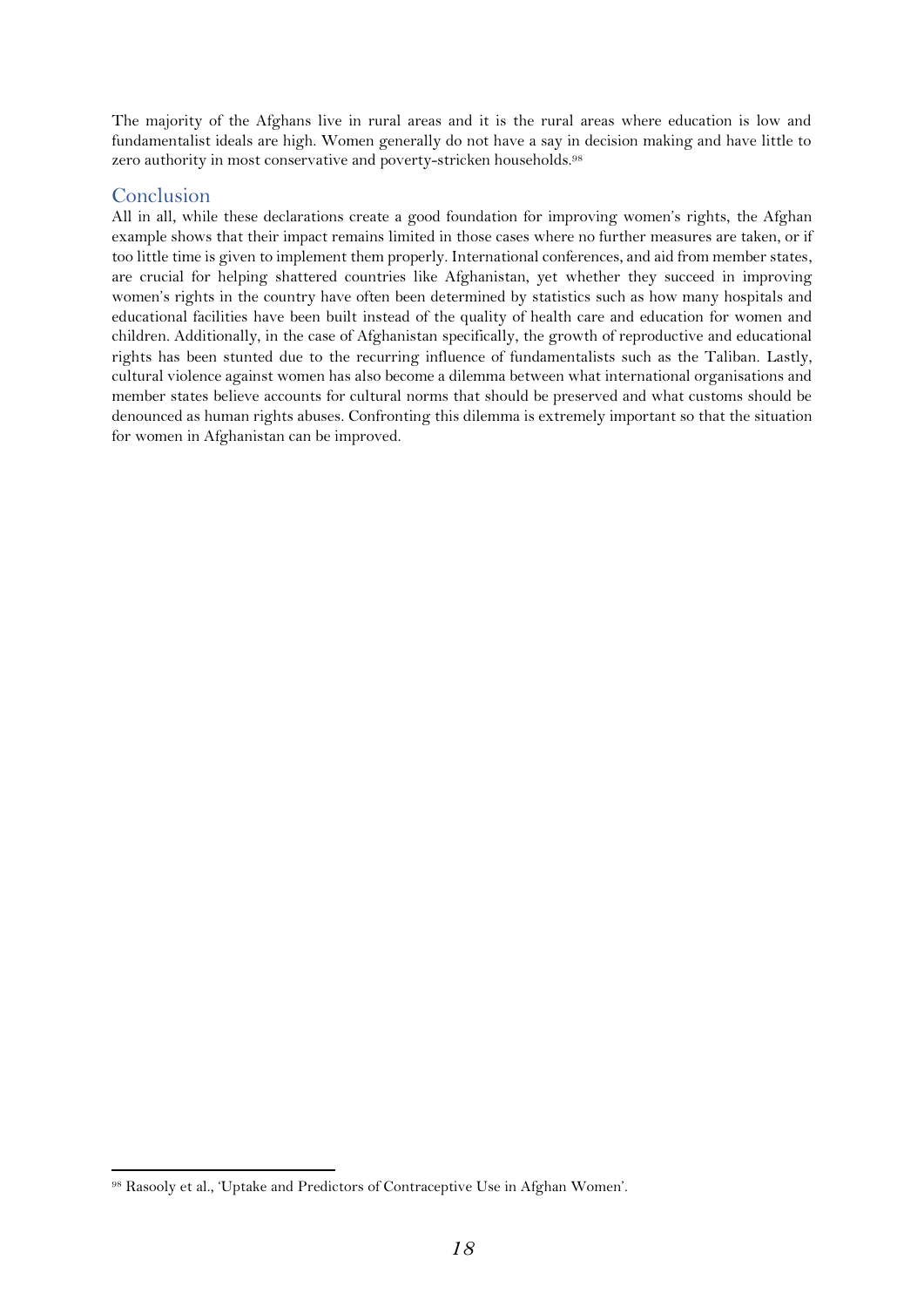The majority of the Afghans live in rural areas and it is the rural areas where education is low and fundamentalist ideals are high. Women generally do not have a say in decision making and have little to zero authority in most conservative and poverty-stricken households.[98]

## Conclusion

All in all, while these declarations create a good foundation for improving women's rights, the Afghan example shows that their impact remains limited in those cases where no further measures are taken, or if too little time is given to implement them properly. International conferences, and aid from member states, are crucial for helping shattered countries like Afghanistan, yet whether they succeed in improving women's rights in the country have often been determined by statistics such as how many hospitals and educational facilities have been built instead of the quality of health care and education for women and children. Additionally, in the case of Afghanistan specifically, the growth of reproductive and educational rights has been stunted due to the recurring influence of fundamentalists such as the Taliban. Lastly, cultural violence against women has also become a dilemma between what international organisations and member states believe accounts for cultural norms that should be preserved and what customs should be denounced as human rights abuses. Confronting this dilemma is extremely important so that the situation for women in Afghanistan can be improved.

[98] Rasooly et al., 'Uptake and Predictors of Contraceptive Use in Afghan Women'.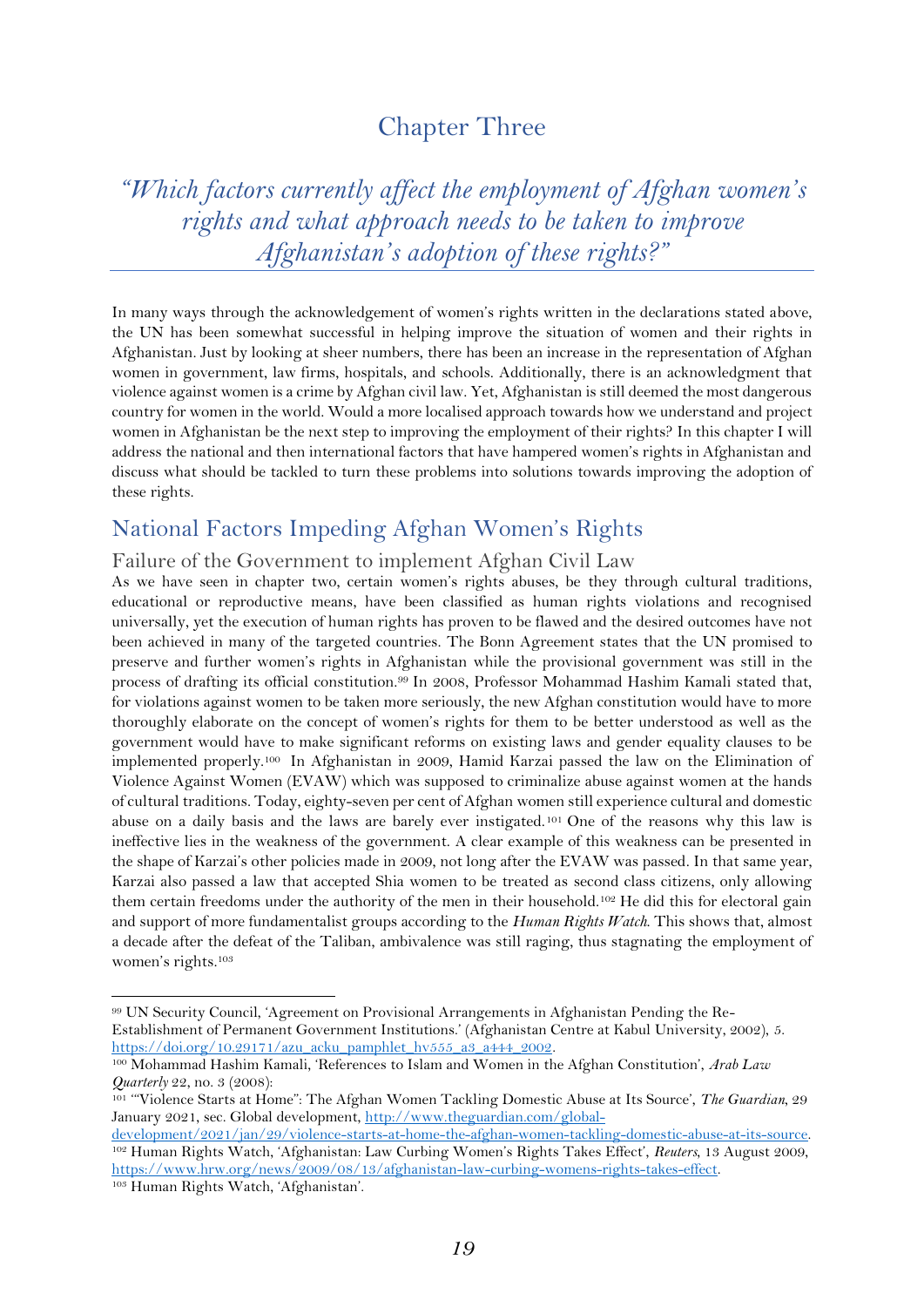# Chapter Three

## *"Which factors currently affect the employment of Afghan women's rights and what approach needs to be taken to improve Afghanistan's adoption of these rights?"*

In many ways through the acknowledgement of women's rights written in the declarations stated above, the UN has been somewhat successful in helping improve the situation of women and their rights in Afghanistan. Just by looking at sheer numbers, there has been an increase in the representation of Afghan women in government, law firms, hospitals, and schools. Additionally, there is an acknowledgment that violence against women is a crime by Afghan civil law. Yet, Afghanistan is still deemed the most dangerous country for women in the world. Would a more localised approach towards how we understand and project women in Afghanistan be the next step to improving the employment of their rights? In this chapter I will address the national and then international factors that have hampered women's rights in Afghanistan and discuss what should be tackled to turn these problems into solutions towards improving the adoption of these rights.

## National Factors Impeding Afghan Women's Rights

### Failure of the Government to implement Afghan Civil Law

As we have seen in chapter two, certain women's rights abuses, be they through cultural traditions, educational or reproductive means, have been classified as human rights violations and recognised universally, yet the execution of human rights has proven to be flawed and the desired outcomes have not been achieved in many of the targeted countries. The Bonn Agreement states that the UN promised to preserve and further women's rights in Afghanistan while the provisional government was still in the process of drafting its official constitution.[99] In 2008, Professor Mohammad Hashim Kamali stated that, for violations against women to be taken more seriously, the new Afghan constitution would have to more thoroughly elaborate on the concept of women's rights for them to be better understood as well as the government would have to make significant reforms on existing laws and gender equality clauses to be implemented properly.[100] In Afghanistan in 2009, Hamid Karzai passed the law on the Elimination of Violence Against Women (EVAW) which was supposed to criminalize abuse against women at the hands of cultural traditions. Today, eighty-seven per cent of Afghan women still experience cultural and domestic abuse on a daily basis and the laws are barely ever instigated.[101] One of the reasons why this law is ineffective lies in the weakness of the government. A clear example of this weakness can be presented in the shape of Karzai's other policies made in 2009, not long after the EVAW was passed. In that same year, Karzai also passed a law that accepted Shia women to be treated as second class citizens, only allowing them certain freedoms under the authority of the men in their household.[102] He did this for electoral gain and support of more fundamentalist groups according to the *Human Rights Watch*. This shows that, almost a decade after the defeat of the Taliban, ambivalence was still raging, thus stagnating the employment of women's rights.[103]

---

[99] UN Security Council, 'Agreement on Provisional Arrangements in Afghanistan Pending the Re-Establishment of Permanent Government Institutions.' (Afghanistan Centre at Kabul University, 2002), 5. https://doi.org/10.29171/azu_acku_pamphlet_hv555_a3_a444_2002.

[100] Mohammad Hashim Kamali, 'References to Islam and Women in the Afghan Constitution', *Arab Law Quarterly* 22, no. 3 (2008):

[101] '"Violence Starts at Home": The Afghan Women Tackling Domestic Abuse at Its Source', *The Guardian*, 29 January 2021, sec. Global development, http://www.theguardian.com/global-development/2021/jan/29/violence-starts-at-home-the-afghan-women-tackling-domestic-abuse-at-its-source.

[102] Human Rights Watch, 'Afghanistan: Law Curbing Women's Rights Takes Effect', *Reuters*, 13 August 2009, https://www.hrw.org/news/2009/08/13/afghanistan-law-curbing-womens-rights-takes-effect.

[103] Human Rights Watch, 'Afghanistan'.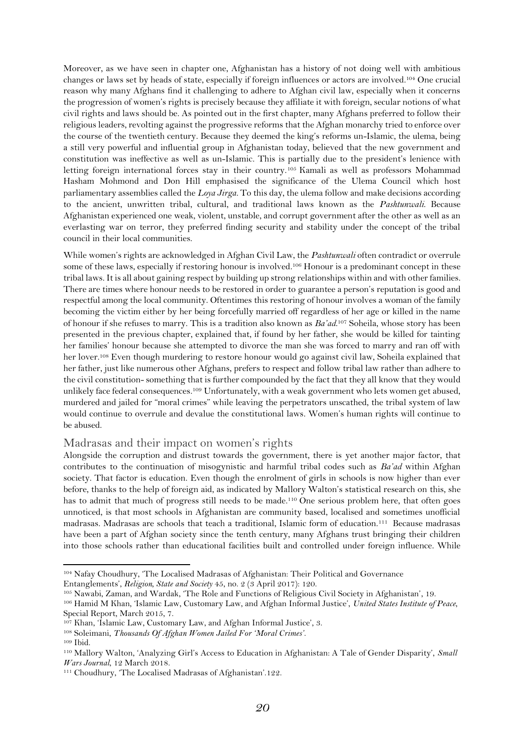Moreover, as we have seen in chapter one, Afghanistan has a history of not doing well with ambitious changes or laws set by heads of state, especially if foreign influences or actors are involved.[104] One crucial reason why many Afghans find it challenging to adhere to Afghan civil law, especially when it concerns the progression of women's rights is precisely because they affiliate it with foreign, secular notions of what civil rights and laws should be. As pointed out in the first chapter, many Afghans preferred to follow their religious leaders, revolting against the progressive reforms that the Afghan monarchy tried to enforce over the course of the twentieth century. Because they deemed the king's reforms un-Islamic, the ulema, being a still very powerful and influential group in Afghanistan today, believed that the new government and constitution was ineffective as well as un-Islamic. This is partially due to the president's lenience with letting foreign international forces stay in their country.[105] Kamali as well as professors Mohammad Hasham Mohmond and Don Hill emphasised the significance of the Ulema Council which host parliamentary assemblies called the *Loya Jirga*. To this day, the ulema follow and make decisions according to the ancient, unwritten tribal, cultural, and traditional laws known as the *Pashtunwali*. Because Afghanistan experienced one weak, violent, unstable, and corrupt government after the other as well as an everlasting war on terror, they preferred finding security and stability under the concept of the tribal council in their local communities.

While women's rights are acknowledged in Afghan Civil Law, the *Pashtunwali* often contradict or overrule some of these laws, especially if restoring honour is involved.[106] Honour is a predominant concept in these tribal laws. It is all about gaining respect by building up strong relationships within and with other families. There are times where honour needs to be restored in order to guarantee a person's reputation is good and respectful among the local community. Oftentimes this restoring of honour involves a woman of the family becoming the victim either by her being forcefully married off regardless of her age or killed in the name of honour if she refuses to marry. This is a tradition also known as *Ba'ad*.[107] Soheila, whose story has been presented in the previous chapter, explained that, if found by her father, she would be killed for tainting her families' honour because she attempted to divorce the man she was forced to marry and ran off with her lover.[108] Even though murdering to restore honour would go against civil law, Soheila explained that her father, just like numerous other Afghans, prefers to respect and follow tribal law rather than adhere to the civil constitution- something that is further compounded by the fact that they all know that they would unlikely face federal consequences.[109] Unfortunately, with a weak government who lets women get abused, murdered and jailed for "moral crimes" while leaving the perpetrators unscathed, the tribal system of law would continue to overrule and devalue the constitutional laws. Women's human rights will continue to be abused.

## Madrasas and their impact on women's rights

Alongside the corruption and distrust towards the government, there is yet another major factor, that contributes to the continuation of misogynistic and harmful tribal codes such as *Ba'ad* within Afghan society. That factor is education. Even though the enrolment of girls in schools is now higher than ever before, thanks to the help of foreign aid, as indicated by Mallory Walton's statistical research on this, she has to admit that much of progress still needs to be made.[110] One serious problem here, that often goes unnoticed, is that most schools in Afghanistan are community based, localised and sometimes unofficial madrasas. Madrasas are schools that teach a traditional, Islamic form of education.[111] Because madrasas have been a part of Afghan society since the tenth century, many Afghans trust bringing their children into those schools rather than educational facilities built and controlled under foreign influence. While

---

[104] Nafay Choudhury, 'The Localised Madrasas of Afghanistan: Their Political and Governance Entanglements', *Religion, State and Society* 45, no. 2 (3 April 2017): 120.

[105] Nawabi, Zaman, and Wardak, 'The Role and Functions of Religious Civil Society in Afghanistan', 19.

[106] Hamid M Khan, 'Islamic Law, Customary Law, and Afghan Informal Justice', *United States Institute of Peace*, Special Report, March 2015, 7.

[107] Khan, 'Islamic Law, Customary Law, and Afghan Informal Justice', 3.

[108] Soleimani, *Thousands Of Afghan Women Jailed For 'Moral Crimes'*.

[109] Ibid.

[110] Mallory Walton, 'Analyzing Girl's Access to Education in Afghanistan: A Tale of Gender Disparity', *Small Wars Journal*, 12 March 2018.

[111] Choudhury, 'The Localised Madrasas of Afghanistan'.122.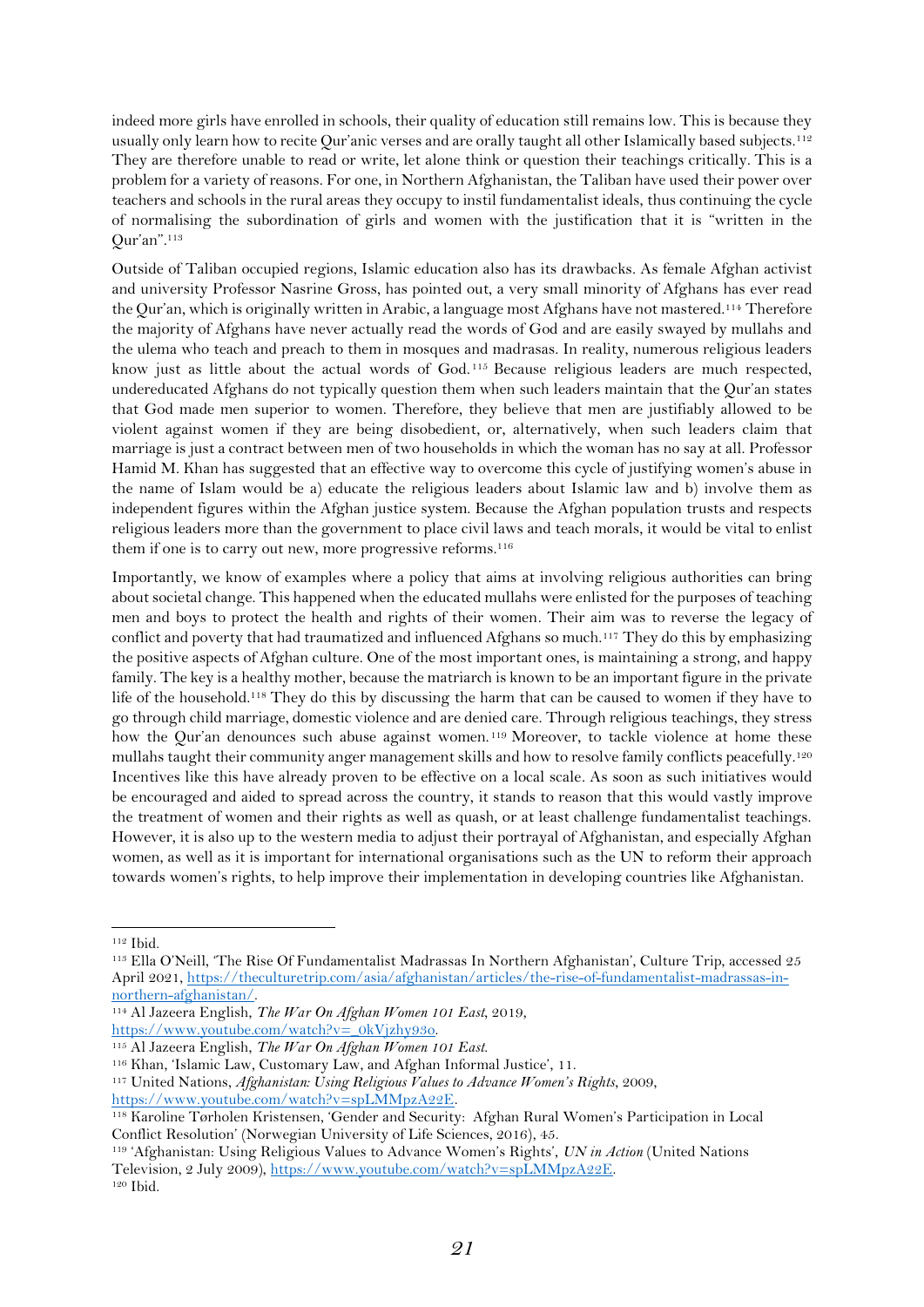indeed more girls have enrolled in schools, their quality of education still remains low. This is because they usually only learn how to recite Qur'anic verses and are orally taught all other Islamically based subjects.[112] They are therefore unable to read or write, let alone think or question their teachings critically. This is a problem for a variety of reasons. For one, in Northern Afghanistan, the Taliban have used their power over teachers and schools in the rural areas they occupy to instil fundamentalist ideals, thus continuing the cycle of normalising the subordination of girls and women with the justification that it is "written in the Qur'an".[113]

Outside of Taliban occupied regions, Islamic education also has its drawbacks. As female Afghan activist and university Professor Nasrine Gross, has pointed out, a very small minority of Afghans has ever read the Qur'an, which is originally written in Arabic, a language most Afghans have not mastered.[114] Therefore the majority of Afghans have never actually read the words of God and are easily swayed by mullahs and the ulema who teach and preach to them in mosques and madrasas. In reality, numerous religious leaders know just as little about the actual words of God.[115] Because religious leaders are much respected, undereducated Afghans do not typically question them when such leaders maintain that the Qur'an states that God made men superior to women. Therefore, they believe that men are justifiably allowed to be violent against women if they are being disobedient, or, alternatively, when such leaders claim that marriage is just a contract between men of two households in which the woman has no say at all. Professor Hamid M. Khan has suggested that an effective way to overcome this cycle of justifying women's abuse in the name of Islam would be a) educate the religious leaders about Islamic law and b) involve them as independent figures within the Afghan justice system. Because the Afghan population trusts and respects religious leaders more than the government to place civil laws and teach morals, it would be vital to enlist them if one is to carry out new, more progressive reforms.[116]

Importantly, we know of examples where a policy that aims at involving religious authorities can bring about societal change. This happened when the educated mullahs were enlisted for the purposes of teaching men and boys to protect the health and rights of their women. Their aim was to reverse the legacy of conflict and poverty that had traumatized and influenced Afghans so much.[117] They do this by emphasizing the positive aspects of Afghan culture. One of the most important ones, is maintaining a strong, and happy family. The key is a healthy mother, because the matriarch is known to be an important figure in the private life of the household.[118] They do this by discussing the harm that can be caused to women if they have to go through child marriage, domestic violence and are denied care. Through religious teachings, they stress how the Qur'an denounces such abuse against women.[119] Moreover, to tackle violence at home these mullahs taught their community anger management skills and how to resolve family conflicts peacefully.[120] Incentives like this have already proven to be effective on a local scale. As soon as such initiatives would be encouraged and aided to spread across the country, it stands to reason that this would vastly improve the treatment of women and their rights as well as quash, or at least challenge fundamentalist teachings. However, it is also up to the western media to adjust their portrayal of Afghanistan, and especially Afghan women, as well as it is important for international organisations such as the UN to reform their approach towards women's rights, to help improve their implementation in developing countries like Afghanistan.

---

[112] Ibid.

[113] Ella O'Neill, 'The Rise Of Fundamentalist Madrassas In Northern Afghanistan', Culture Trip, accessed 25 April 2021, https://theculturetrip.com/asia/afghanistan/articles/the-rise-of-fundamentalist-madrassas-in-northern-afghanistan/.

[114] Al Jazeera English, *The War On Afghan Women 101 East*, 2019, https://www.youtube.com/watch?v=_0kVjzhy93o.

[115] Al Jazeera English, *The War On Afghan Women 101 East.*

[116] Khan, 'Islamic Law, Customary Law, and Afghan Informal Justice', 11.

[117] United Nations, *Afghanistan: Using Religious Values to Advance Women's Rights*, 2009, https://www.youtube.com/watch?v=spLMMpzA22E.

[118] Karoline Tørholen Kristensen, 'Gender and Security: Afghan Rural Women's Participation in Local Conflict Resolution' (Norwegian University of Life Sciences, 2016), 45.

[119] 'Afghanistan: Using Religious Values to Advance Women's Rights', *UN in Action* (United Nations Television, 2 July 2009), https://www.youtube.com/watch?v=spLMMpzA22E.

[120] Ibid.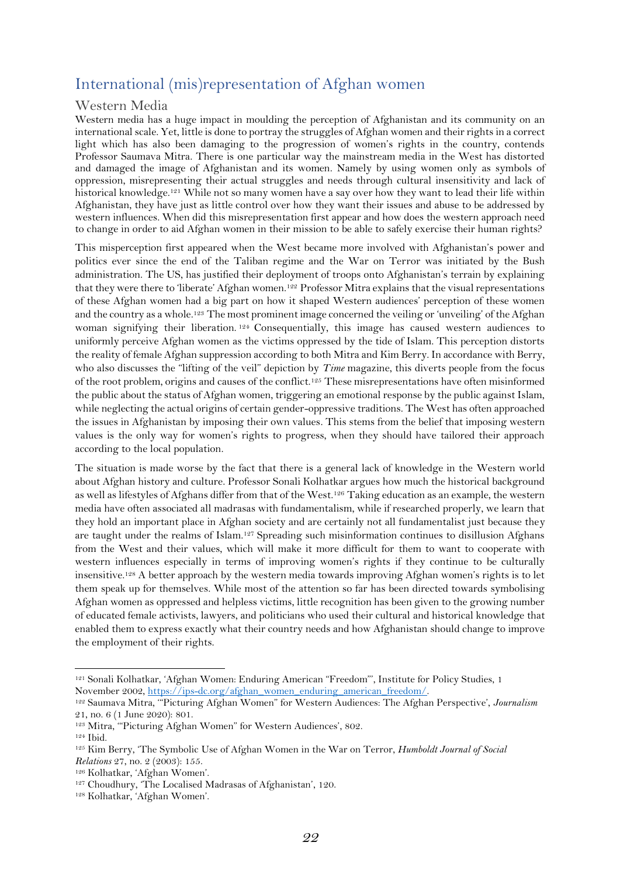## International (mis)representation of Afghan women

### Western Media

Western media has a huge impact in moulding the perception of Afghanistan and its community on an international scale. Yet, little is done to portray the struggles of Afghan women and their rights in a correct light which has also been damaging to the progression of women's rights in the country, contends Professor Saumava Mitra. There is one particular way the mainstream media in the West has distorted and damaged the image of Afghanistan and its women. Namely by using women only as symbols of oppression, misrepresenting their actual struggles and needs through cultural insensitivity and lack of historical knowledge.[121] While not so many women have a say over how they want to lead their life within Afghanistan, they have just as little control over how they want their issues and abuse to be addressed by western influences. When did this misrepresentation first appear and how does the western approach need to change in order to aid Afghan women in their mission to be able to safely exercise their human rights?

This misperception first appeared when the West became more involved with Afghanistan's power and politics ever since the end of the Taliban regime and the War on Terror was initiated by the Bush administration. The US, has justified their deployment of troops onto Afghanistan's terrain by explaining that they were there to 'liberate' Afghan women.[122] Professor Mitra explains that the visual representations of these Afghan women had a big part on how it shaped Western audiences' perception of these women and the country as a whole.[123] The most prominent image concerned the veiling or 'unveiling' of the Afghan woman signifying their liberation.[124] Consequentially, this image has caused western audiences to uniformly perceive Afghan women as the victims oppressed by the tide of Islam. This perception distorts the reality of female Afghan suppression according to both Mitra and Kim Berry. In accordance with Berry, who also discusses the "lifting of the veil" depiction by *Time* magazine, this diverts people from the focus of the root problem, origins and causes of the conflict.[125] These misrepresentations have often misinformed the public about the status of Afghan women, triggering an emotional response by the public against Islam, while neglecting the actual origins of certain gender-oppressive traditions. The West has often approached the issues in Afghanistan by imposing their own values. This stems from the belief that imposing western values is the only way for women's rights to progress, when they should have tailored their approach according to the local population.

The situation is made worse by the fact that there is a general lack of knowledge in the Western world about Afghan history and culture. Professor Sonali Kolhatkar argues how much the historical background as well as lifestyles of Afghans differ from that of the West.[126] Taking education as an example, the western media have often associated all madrasas with fundamentalism, while if researched properly, we learn that they hold an important place in Afghan society and are certainly not all fundamentalist just because they are taught under the realms of Islam.[127] Spreading such misinformation continues to disillusion Afghans from the West and their values, which will make it more difficult for them to want to cooperate with western influences especially in terms of improving women's rights if they continue to be culturally insensitive.[128] A better approach by the western media towards improving Afghan women's rights is to let them speak up for themselves. While most of the attention so far has been directed towards symbolising Afghan women as oppressed and helpless victims, little recognition has been given to the growing number of educated female activists, lawyers, and politicians who used their cultural and historical knowledge that enabled them to express exactly what their country needs and how Afghanistan should change to improve the employment of their rights.

---

[121] Sonali Kolhatkar, 'Afghan Women: Enduring American "Freedom"', Institute for Policy Studies, 1 November 2002, https://ips-dc.org/afghan_women_enduring_american_freedom/.

[122] Saumava Mitra, '"Picturing Afghan Women" for Western Audiences: The Afghan Perspective', *Journalism* 21, no. 6 (1 June 2020): 801.

[123] Mitra, '"Picturing Afghan Women" for Western Audiences', 802.

[124] Ibid.

[125] Kim Berry, 'The Symbolic Use of Afghan Women in the War on Terror, *Humboldt Journal of Social Relations* 27, no. 2 (2003): 155.

[126] Kolhatkar, 'Afghan Women'.

[127] Choudhury, 'The Localised Madrasas of Afghanistan', 120.

[128] Kolhatkar, 'Afghan Women'.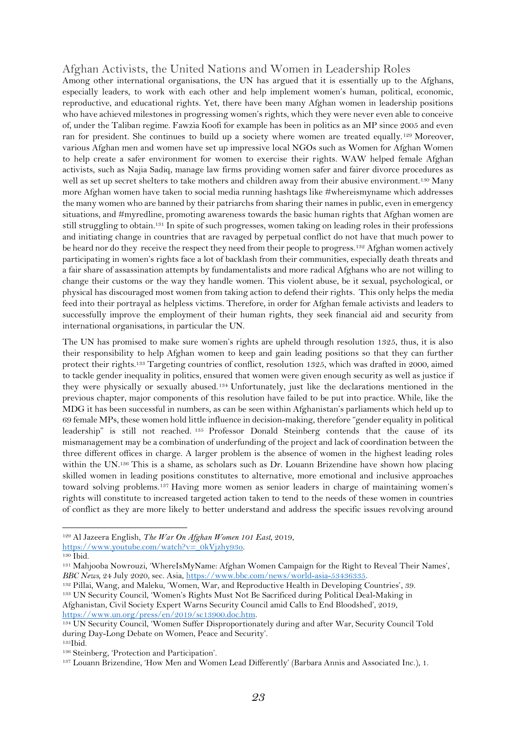## Afghan Activists, the United Nations and Women in Leadership Roles

Among other international organisations, the UN has argued that it is essentially up to the Afghans, especially leaders, to work with each other and help implement women's human, political, economic, reproductive, and educational rights. Yet, there have been many Afghan women in leadership positions who have achieved milestones in progressing women's rights, which they were never even able to conceive of, under the Taliban regime. Fawzia Koofi for example has been in politics as an MP since 2005 and even ran for president. She continues to build up a society where women are treated equally.[129] Moreover, various Afghan men and women have set up impressive local NGOs such as Women for Afghan Women to help create a safer environment for women to exercise their rights. WAW helped female Afghan activists, such as Najia Sadiq, manage law firms providing women safer and fairer divorce procedures as well as set up secret shelters to take mothers and children away from their abusive environment.[130] Many more Afghan women have taken to social media running hashtags like #whereismyname which addresses the many women who are banned by their patriarchs from sharing their names in public, even in emergency situations, and #myredline, promoting awareness towards the basic human rights that Afghan women are still struggling to obtain.[131] In spite of such progresses, women taking on leading roles in their professions and initiating change in countries that are ravaged by perpetual conflict do not have that much power to be heard nor do they receive the respect they need from their people to progress.[132] Afghan women actively participating in women's rights face a lot of backlash from their communities, especially death threats and a fair share of assassination attempts by fundamentalists and more radical Afghans who are not willing to change their customs or the way they handle women. This violent abuse, be it sexual, psychological, or physical has discouraged most women from taking action to defend their rights. This only helps the media feed into their portrayal as helpless victims. Therefore, in order for Afghan female activists and leaders to successfully improve the employment of their human rights, they seek financial aid and security from international organisations, in particular the UN.

The UN has promised to make sure women's rights are upheld through resolution 1325, thus, it is also their responsibility to help Afghan women to keep and gain leading positions so that they can further protect their rights.[133] Targeting countries of conflict, resolution 1325, which was drafted in 2000, aimed to tackle gender inequality in politics, ensured that women were given enough security as well as justice if they were physically or sexually abused.[134] Unfortunately, just like the declarations mentioned in the previous chapter, major components of this resolution have failed to be put into practice. While, like the MDG it has been successful in numbers, as can be seen within Afghanistan's parliaments which held up to 69 female MPs, these women hold little influence in decision-making, therefore "gender equality in political leadership" is still not reached.[135] Professor Donald Steinberg contends that the cause of its mismanagement may be a combination of underfunding of the project and lack of coordination between the three different offices in charge. A larger problem is the absence of women in the highest leading roles within the UN.[136] This is a shame, as scholars such as Dr. Louann Brizendine have shown how placing skilled women in leading positions constitutes to alternative, more emotional and inclusive approaches toward solving problems.[137] Having more women as senior leaders in charge of maintaining women's rights will constitute to increased targeted action taken to tend to the needs of these women in countries of conflict as they are more likely to better understand and address the specific issues revolving around

---

[129] Al Jazeera English, *The War On Afghan Women 101 East*, 2019, https://www.youtube.com/watch?v=_0kVjzhy93o.

[130] Ibid.

[131] Mahjooba Nowrouzi, 'WhereIsMyName: Afghan Women Campaign for the Right to Reveal Their Names', *BBC News*, 24 July 2020, sec. Asia, https://www.bbc.com/news/world-asia-53436335.

[132] Pillai, Wang, and Maleku, 'Women, War, and Reproductive Health in Developing Countries', 39.

[133] UN Security Council, 'Women's Rights Must Not Be Sacrificed during Political Deal-Making in Afghanistan, Civil Society Expert Warns Security Council amid Calls to End Bloodshed', 2019, https://www.un.org/press/en/2019/sc13900.doc.htm.

[134] UN Security Council, 'Women Suffer Disproportionately during and after War, Security Council Told during Day-Long Debate on Women, Peace and Security'.

[135] Ibid.

[136] Steinberg, 'Protection and Participation'.

[137] Louann Brizendine, 'How Men and Women Lead Differently' (Barbara Annis and Associated Inc.), 1.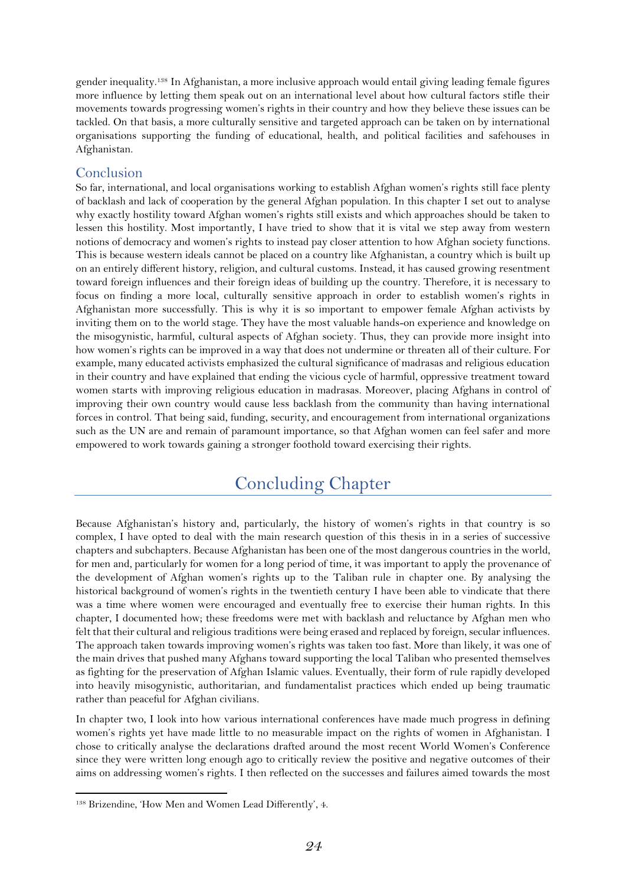gender inequality.[138] In Afghanistan, a more inclusive approach would entail giving leading female figures more influence by letting them speak out on an international level about how cultural factors stifle their movements towards progressing women's rights in their country and how they believe these issues can be tackled. On that basis, a more culturally sensitive and targeted approach can be taken on by international organisations supporting the funding of educational, health, and political facilities and safehouses in Afghanistan.

### Conclusion

So far, international, and local organisations working to establish Afghan women's rights still face plenty of backlash and lack of cooperation by the general Afghan population. In this chapter I set out to analyse why exactly hostility toward Afghan women's rights still exists and which approaches should be taken to lessen this hostility. Most importantly, I have tried to show that it is vital we step away from western notions of democracy and women's rights to instead pay closer attention to how Afghan society functions. This is because western ideals cannot be placed on a country like Afghanistan, a country which is built up on an entirely different history, religion, and cultural customs. Instead, it has caused growing resentment toward foreign influences and their foreign ideas of building up the country. Therefore, it is necessary to focus on finding a more local, culturally sensitive approach in order to establish women's rights in Afghanistan more successfully. This is why it is so important to empower female Afghan activists by inviting them on to the world stage. They have the most valuable hands-on experience and knowledge on the misogynistic, harmful, cultural aspects of Afghan society. Thus, they can provide more insight into how women's rights can be improved in a way that does not undermine or threaten all of their culture. For example, many educated activists emphasized the cultural significance of madrasas and religious education in their country and have explained that ending the vicious cycle of harmful, oppressive treatment toward women starts with improving religious education in madrasas. Moreover, placing Afghans in control of improving their own country would cause less backlash from the community than having international forces in control. That being said, funding, security, and encouragement from international organizations such as the UN are and remain of paramount importance, so that Afghan women can feel safer and more empowered to work towards gaining a stronger foothold toward exercising their rights.

## Concluding Chapter

Because Afghanistan's history and, particularly, the history of women's rights in that country is so complex, I have opted to deal with the main research question of this thesis in in a series of successive chapters and subchapters. Because Afghanistan has been one of the most dangerous countries in the world, for men and, particularly for women for a long period of time, it was important to apply the provenance of the development of Afghan women's rights up to the Taliban rule in chapter one. By analysing the historical background of women's rights in the twentieth century I have been able to vindicate that there was a time where women were encouraged and eventually free to exercise their human rights. In this chapter, I documented how; these freedoms were met with backlash and reluctance by Afghan men who felt that their cultural and religious traditions were being erased and replaced by foreign, secular influences. The approach taken towards improving women's rights was taken too fast. More than likely, it was one of the main drives that pushed many Afghans toward supporting the local Taliban who presented themselves as fighting for the preservation of Afghan Islamic values. Eventually, their form of rule rapidly developed into heavily misogynistic, authoritarian, and fundamentalist practices which ended up being traumatic rather than peaceful for Afghan civilians.

In chapter two, I look into how various international conferences have made much progress in defining women's rights yet have made little to no measurable impact on the rights of women in Afghanistan. I chose to critically analyse the declarations drafted around the most recent World Women's Conference since they were written long enough ago to critically review the positive and negative outcomes of their aims on addressing women's rights. I then reflected on the successes and failures aimed towards the most

[138] Brizendine, 'How Men and Women Lead Differently', 4.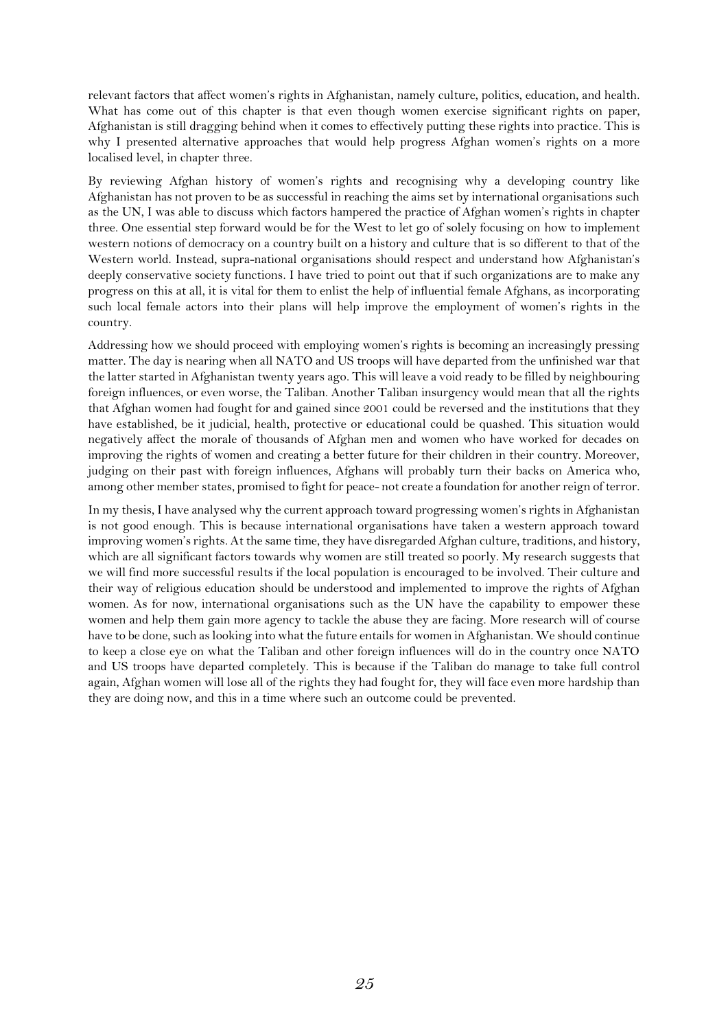relevant factors that affect women's rights in Afghanistan, namely culture, politics, education, and health. What has come out of this chapter is that even though women exercise significant rights on paper, Afghanistan is still dragging behind when it comes to effectively putting these rights into practice. This is why I presented alternative approaches that would help progress Afghan women's rights on a more localised level, in chapter three.

By reviewing Afghan history of women's rights and recognising why a developing country like Afghanistan has not proven to be as successful in reaching the aims set by international organisations such as the UN, I was able to discuss which factors hampered the practice of Afghan women's rights in chapter three. One essential step forward would be for the West to let go of solely focusing on how to implement western notions of democracy on a country built on a history and culture that is so different to that of the Western world. Instead, supra-national organisations should respect and understand how Afghanistan's deeply conservative society functions. I have tried to point out that if such organizations are to make any progress on this at all, it is vital for them to enlist the help of influential female Afghans, as incorporating such local female actors into their plans will help improve the employment of women's rights in the country.

Addressing how we should proceed with employing women's rights is becoming an increasingly pressing matter. The day is nearing when all NATO and US troops will have departed from the unfinished war that the latter started in Afghanistan twenty years ago. This will leave a void ready to be filled by neighbouring foreign influences, or even worse, the Taliban. Another Taliban insurgency would mean that all the rights that Afghan women had fought for and gained since 2001 could be reversed and the institutions that they have established, be it judicial, health, protective or educational could be quashed. This situation would negatively affect the morale of thousands of Afghan men and women who have worked for decades on improving the rights of women and creating a better future for their children in their country. Moreover, judging on their past with foreign influences, Afghans will probably turn their backs on America who, among other member states, promised to fight for peace- not create a foundation for another reign of terror.

In my thesis, I have analysed why the current approach toward progressing women's rights in Afghanistan is not good enough. This is because international organisations have taken a western approach toward improving women's rights. At the same time, they have disregarded Afghan culture, traditions, and history, which are all significant factors towards why women are still treated so poorly. My research suggests that we will find more successful results if the local population is encouraged to be involved. Their culture and their way of religious education should be understood and implemented to improve the rights of Afghan women. As for now, international organisations such as the UN have the capability to empower these women and help them gain more agency to tackle the abuse they are facing. More research will of course have to be done, such as looking into what the future entails for women in Afghanistan. We should continue to keep a close eye on what the Taliban and other foreign influences will do in the country once NATO and US troops have departed completely. This is because if the Taliban do manage to take full control again, Afghan women will lose all of the rights they had fought for, they will face even more hardship than they are doing now, and this in a time where such an outcome could be prevented.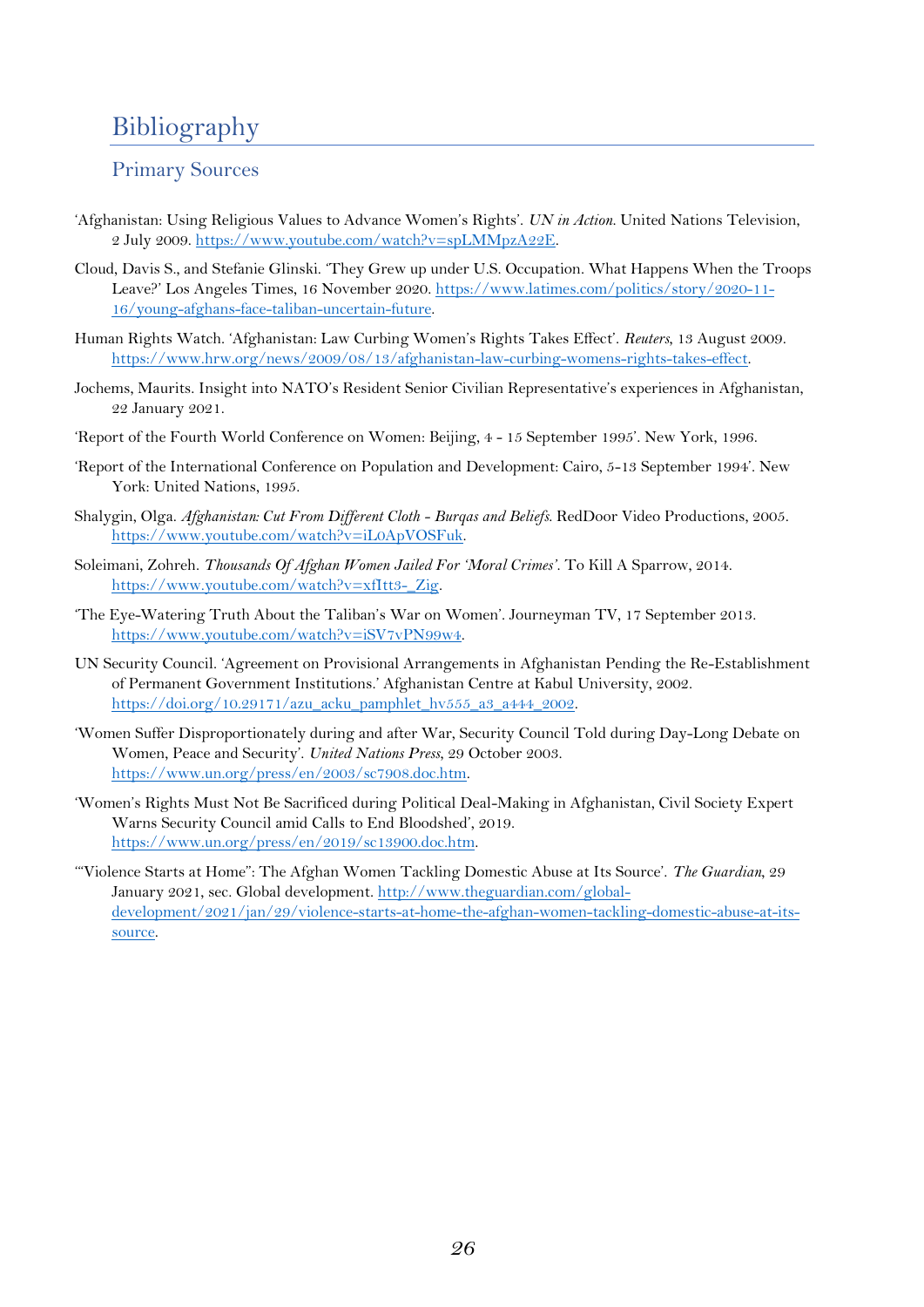# Bibliography

## Primary Sources

'Afghanistan: Using Religious Values to Advance Women's Rights'. *UN in Action*. United Nations Television, 2 July 2009. https://www.youtube.com/watch?v=spLMMpzA22E.

Cloud, Davis S., and Stefanie Glinski. 'They Grew up under U.S. Occupation. What Happens When the Troops Leave?' Los Angeles Times, 16 November 2020. https://www.latimes.com/politics/story/2020-11-16/young-afghans-face-taliban-uncertain-future.

Human Rights Watch. 'Afghanistan: Law Curbing Women's Rights Takes Effect'. *Reuters*, 13 August 2009. https://www.hrw.org/news/2009/08/13/afghanistan-law-curbing-womens-rights-takes-effect.

Jochems, Maurits. Insight into NATO's Resident Senior Civilian Representative's experiences in Afghanistan, 22 January 2021.

'Report of the Fourth World Conference on Women: Beijing, 4 - 15 September 1995'. New York, 1996.

'Report of the International Conference on Population and Development: Cairo, 5-13 September 1994'. New York: United Nations, 1995.

Shalygin, Olga. *Afghanistan: Cut From Different Cloth - Burqas and Beliefs*. RedDoor Video Productions, 2005. https://www.youtube.com/watch?v=iL0ApVOSFuk.

Soleimani, Zohreh. *Thousands Of Afghan Women Jailed For 'Moral Crimes'*. To Kill A Sparrow, 2014. https://www.youtube.com/watch?v=xfItt3-_Zig.

'The Eye-Watering Truth About the Taliban's War on Women'. Journeyman TV, 17 September 2013. https://www.youtube.com/watch?v=iSV7vPN99w4.

UN Security Council. 'Agreement on Provisional Arrangements in Afghanistan Pending the Re-Establishment of Permanent Government Institutions.' Afghanistan Centre at Kabul University, 2002. https://doi.org/10.29171/azu_acku_pamphlet_hv555_a3_a444_2002.

'Women Suffer Disproportionately during and after War, Security Council Told during Day-Long Debate on Women, Peace and Security'. *United Nations Press*, 29 October 2003. https://www.un.org/press/en/2003/sc7908.doc.htm.

'Women's Rights Must Not Be Sacrificed during Political Deal-Making in Afghanistan, Civil Society Expert Warns Security Council amid Calls to End Bloodshed', 2019. https://www.un.org/press/en/2019/sc13900.doc.htm.

'"Violence Starts at Home": The Afghan Women Tackling Domestic Abuse at Its Source'. *The Guardian*, 29 January 2021, sec. Global development. http://www.theguardian.com/global-development/2021/jan/29/violence-starts-at-home-the-afghan-women-tackling-domestic-abuse-at-its-source.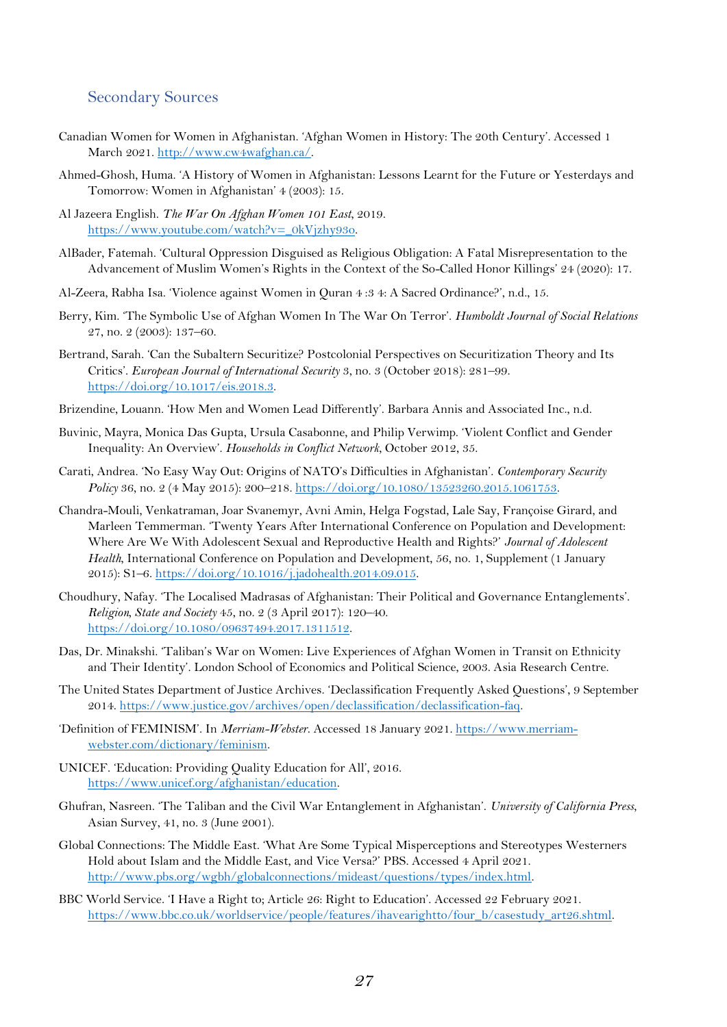## Secondary Sources

Canadian Women for Women in Afghanistan. 'Afghan Women in History: The 20th Century'. Accessed 1 March 2021. http://www.cw4wafghan.ca/.

Ahmed-Ghosh, Huma. 'A History of Women in Afghanistan: Lessons Learnt for the Future or Yesterdays and Tomorrow: Women in Afghanistan' 4 (2003): 15.

Al Jazeera English. *The War On Afghan Women 101 East*, 2019. https://www.youtube.com/watch?v=_0kVjzhy93o.

AlBader, Fatemah. 'Cultural Oppression Disguised as Religious Obligation: A Fatal Misrepresentation to the Advancement of Muslim Women's Rights in the Context of the So-Called Honor Killings' 24 (2020): 17.

Al-Zeera, Rabha Isa. 'Violence against Women in Quran 4 :3 4: A Sacred Ordinance?', n.d., 15.

Berry, Kim. 'The Symbolic Use of Afghan Women In The War On Terror'. *Humboldt Journal of Social Relations* 27, no. 2 (2003): 137–60.

Bertrand, Sarah. 'Can the Subaltern Securitize? Postcolonial Perspectives on Securitization Theory and Its Critics'. *European Journal of International Security* 3, no. 3 (October 2018): 281–99. https://doi.org/10.1017/eis.2018.3.

Brizendine, Louann. 'How Men and Women Lead Differently'. Barbara Annis and Associated Inc., n.d.

Buvinic, Mayra, Monica Das Gupta, Ursula Casabonne, and Philip Verwimp. 'Violent Conflict and Gender Inequality: An Overview'. *Households in Conflict Network*, October 2012, 35.

Carati, Andrea. 'No Easy Way Out: Origins of NATO's Difficulties in Afghanistan'. *Contemporary Security Policy* 36, no. 2 (4 May 2015): 200–218. https://doi.org/10.1080/13523260.2015.1061753.

Chandra-Mouli, Venkatraman, Joar Svanemyr, Avni Amin, Helga Fogstad, Lale Say, Françoise Girard, and Marleen Temmerman. 'Twenty Years After International Conference on Population and Development: Where Are We With Adolescent Sexual and Reproductive Health and Rights?' *Journal of Adolescent Health*, International Conference on Population and Development, 56, no. 1, Supplement (1 January 2015): S1–6. https://doi.org/10.1016/j.jadohealth.2014.09.015.

Choudhury, Nafay. 'The Localised Madrasas of Afghanistan: Their Political and Governance Entanglements'. *Religion, State and Society* 45, no. 2 (3 April 2017): 120–40. https://doi.org/10.1080/09637494.2017.1311512.

Das, Dr. Minakshi. 'Taliban's War on Women: Live Experiences of Afghan Women in Transit on Ethnicity and Their Identity'. London School of Economics and Political Science, 2003. Asia Research Centre.

The United States Department of Justice Archives. 'Declassification Frequently Asked Questions', 9 September 2014. https://www.justice.gov/archives/open/declassification/declassification-faq.

'Definition of FEMINISM'. In *Merriam-Webster*. Accessed 18 January 2021. https://www.merriam-webster.com/dictionary/feminism.

UNICEF. 'Education: Providing Quality Education for All', 2016. https://www.unicef.org/afghanistan/education.

Ghufran, Nasreen. 'The Taliban and the Civil War Entanglement in Afghanistan'. *University of California Press*, Asian Survey, 41, no. 3 (June 2001).

Global Connections: The Middle East. 'What Are Some Typical Misperceptions and Stereotypes Westerners Hold about Islam and the Middle East, and Vice Versa?' PBS. Accessed 4 April 2021. http://www.pbs.org/wgbh/globalconnections/mideast/questions/types/index.html.

BBC World Service. 'I Have a Right to; Article 26: Right to Education'. Accessed 22 February 2021. https://www.bbc.co.uk/worldservice/people/features/ihavearightto/four_b/casestudy_art26.shtml.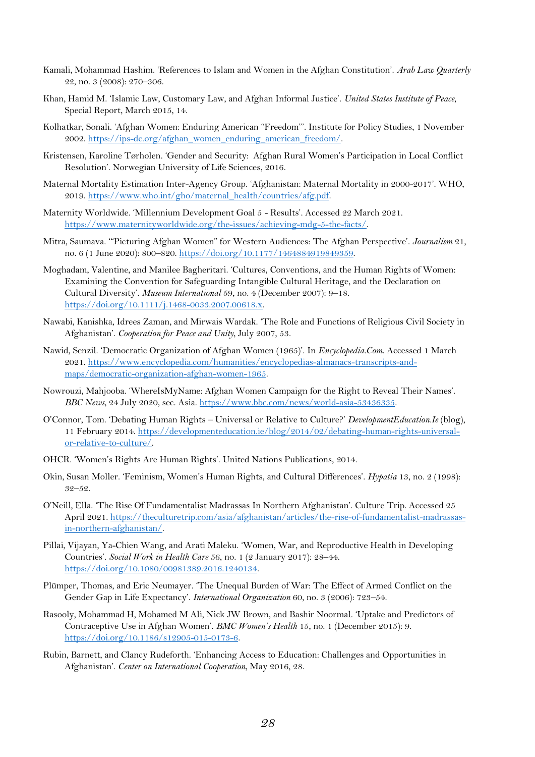Kamali, Mohammad Hashim. 'References to Islam and Women in the Afghan Constitution'. *Arab Law Quarterly* 22, no. 3 (2008): 270–306.

Khan, Hamid M. 'Islamic Law, Customary Law, and Afghan Informal Justice'. *United States Institute of Peace*, Special Report, March 2015, 14.

Kolhatkar, Sonali. 'Afghan Women: Enduring American "Freedom"'. Institute for Policy Studies, 1 November 2002. https://ips-dc.org/afghan_women_enduring_american_freedom/.

Kristensen, Karoline Tørholen. 'Gender and Security: Afghan Rural Women's Participation in Local Conflict Resolution'. Norwegian University of Life Sciences, 2016.

Maternal Mortality Estimation Inter-Agency Group. 'Afghanistan: Maternal Mortality in 2000-2017'. WHO, 2019. https://www.who.int/gho/maternal_health/countries/afg.pdf.

Maternity Worldwide. 'Millennium Development Goal 5 - Results'. Accessed 22 March 2021. https://www.maternityworldwide.org/the-issues/achieving-mdg-5-the-facts/.

Mitra, Saumava. '"Picturing Afghan Women" for Western Audiences: The Afghan Perspective'. *Journalism* 21, no. 6 (1 June 2020): 800–820. https://doi.org/10.1177/1464884919849359.

Moghadam, Valentine, and Manilee Bagheritari. 'Cultures, Conventions, and the Human Rights of Women: Examining the Convention for Safeguarding Intangible Cultural Heritage, and the Declaration on Cultural Diversity'. *Museum International* 59, no. 4 (December 2007): 9–18. https://doi.org/10.1111/j.1468-0033.2007.00618.x.

Nawabi, Kanishka, Idrees Zaman, and Mirwais Wardak. 'The Role and Functions of Religious Civil Society in Afghanistan'. *Cooperation for Peace and Unity*, July 2007, 53.

Nawid, Senzil. 'Democratic Organization of Afghan Women (1965)'. In *Encyclopedia.Com*. Accessed 1 March 2021. https://www.encyclopedia.com/humanities/encyclopedias-almanacs-transcripts-and-maps/democratic-organization-afghan-women-1965.

Nowrouzi, Mahjooba. 'WhereIsMyName: Afghan Women Campaign for the Right to Reveal Their Names'. *BBC News*, 24 July 2020, sec. Asia. https://www.bbc.com/news/world-asia-53436335.

O'Connor, Tom. 'Debating Human Rights – Universal or Relative to Culture?' *DevelopmentEducation.Ie* (blog), 11 February 2014. https://developmenteducation.ie/blog/2014/02/debating-human-rights-universal-or-relative-to-culture/.

OHCR. 'Women's Rights Are Human Rights'. United Nations Publications, 2014.

Okin, Susan Moller. 'Feminism, Women's Human Rights, and Cultural Differences'. *Hypatia* 13, no. 2 (1998): 32–52.

O'Neill, Ella. 'The Rise Of Fundamentalist Madrassas In Northern Afghanistan'. Culture Trip. Accessed 25 April 2021. https://theculturetrip.com/asia/afghanistan/articles/the-rise-of-fundamentalist-madrassas-in-northern-afghanistan/.

Pillai, Vijayan, Ya-Chien Wang, and Arati Maleku. 'Women, War, and Reproductive Health in Developing Countries'. *Social Work in Health Care* 56, no. 1 (2 January 2017): 28–44. https://doi.org/10.1080/00981389.2016.1240134.

Plümper, Thomas, and Eric Neumayer. 'The Unequal Burden of War: The Effect of Armed Conflict on the Gender Gap in Life Expectancy'. *International Organization* 60, no. 3 (2006): 723–54.

Rasooly, Mohammad H, Mohamed M Ali, Nick JW Brown, and Bashir Noormal. 'Uptake and Predictors of Contraceptive Use in Afghan Women'. *BMC Women's Health* 15, no. 1 (December 2015): 9. https://doi.org/10.1186/s12905-015-0173-6.

Rubin, Barnett, and Clancy Rudeforth. 'Enhancing Access to Education: Challenges and Opportunities in Afghanistan'. *Center on International Cooperation*, May 2016, 28.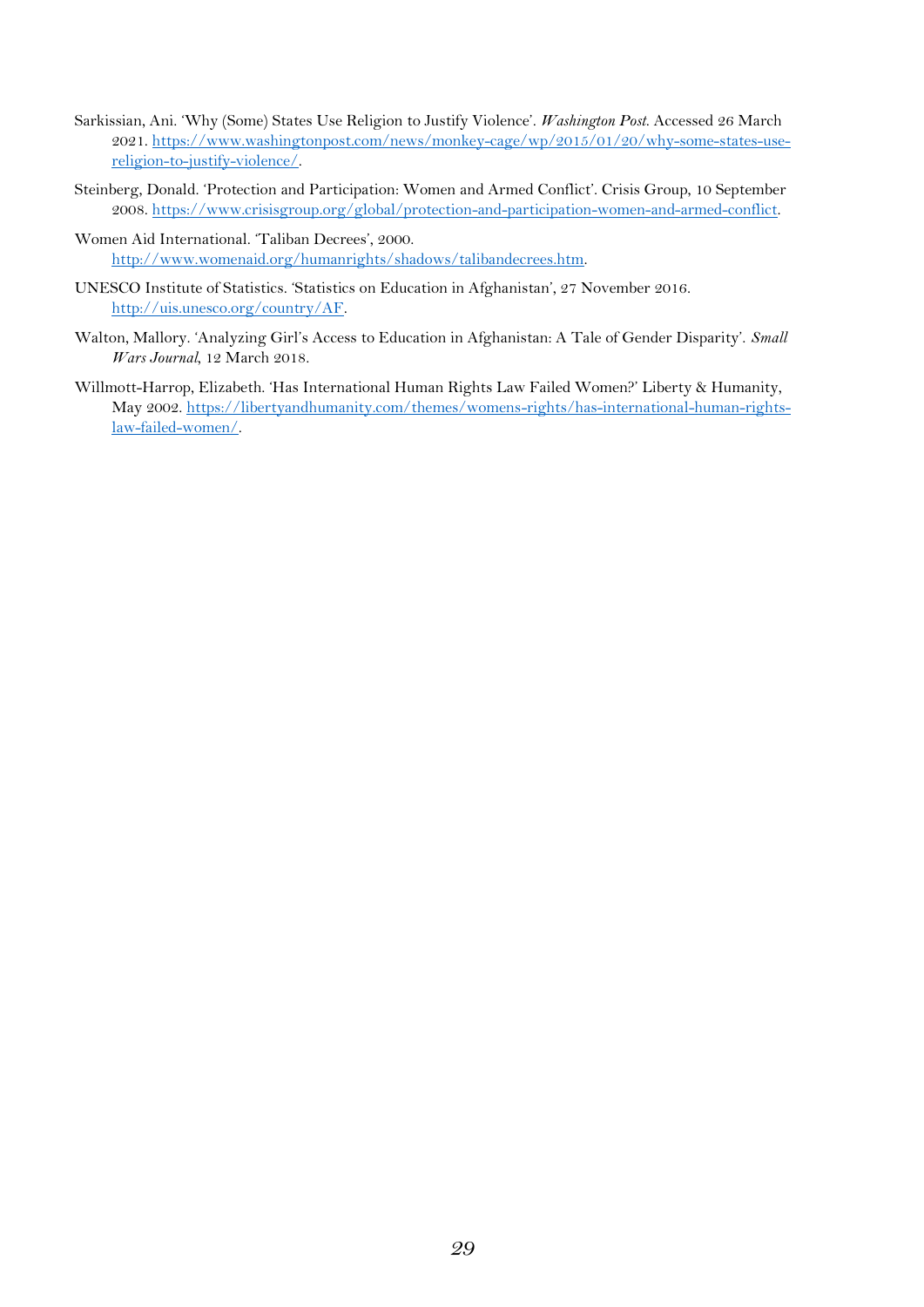Sarkissian, Ani. 'Why (Some) States Use Religion to Justify Violence'. *Washington Post*. Accessed 26 March 2021. https://www.washingtonpost.com/news/monkey-cage/wp/2015/01/20/why-some-states-use-religion-to-justify-violence/.

Steinberg, Donald. 'Protection and Participation: Women and Armed Conflict'. Crisis Group, 10 September 2008. https://www.crisisgroup.org/global/protection-and-participation-women-and-armed-conflict.

Women Aid International. 'Taliban Decrees', 2000. http://www.womenaid.org/humanrights/shadows/talibandecrees.htm.

UNESCO Institute of Statistics. 'Statistics on Education in Afghanistan', 27 November 2016. http://uis.unesco.org/country/AF.

Walton, Mallory. 'Analyzing Girl's Access to Education in Afghanistan: A Tale of Gender Disparity'. *Small Wars Journal*, 12 March 2018.

Willmott-Harrop, Elizabeth. 'Has International Human Rights Law Failed Women?' Liberty & Humanity, May 2002. https://libertyandhumanity.com/themes/womens-rights/has-international-human-rights-law-failed-women/.